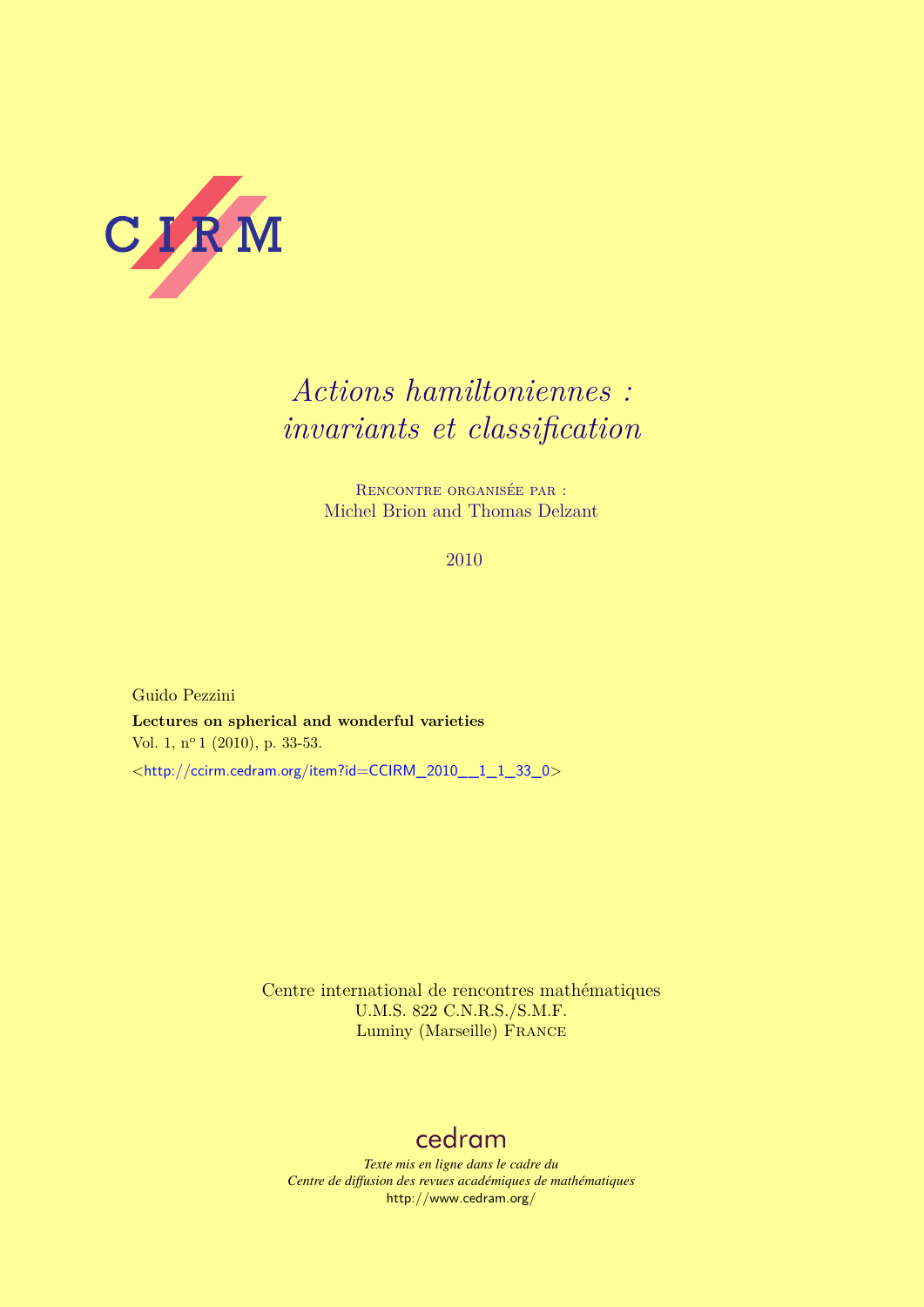CIRM

# *Actions hamiltoniennes : invariants et classification*

Rencontre organisée par :
Michel Brion and Thomas Delzant

2010

Guido Pezzini

**Lectures on spherical and wonderful varieties**

Vol. 1, n$^{o}$ 1 (2010), p. 33-53.

<http://ccirm.cedram.org/item?id=CCIRM_2010__1_1_33_0>

Centre international de rencontres mathématiques
U.M.S. 822 C.N.R.S./S.M.F.
Luminy (Marseille) France

cedram

*Texte mis en ligne dans le cadre du*
*Centre de diffusion des revues académiques de mathématiques*
http://www.cedram.org/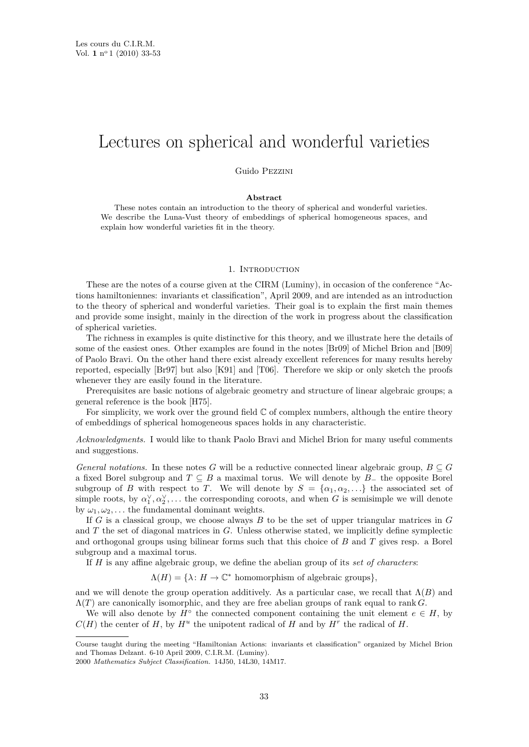Les cours du C.I.R.M.
Vol. **1** n° 1 (2010) 33-53

# Lectures on spherical and wonderful varieties

Guido Pezzini

**Abstract**

These notes contain an introduction to the theory of spherical and wonderful varieties. We describe the Luna-Vust theory of embeddings of spherical homogeneous spaces, and explain how wonderful varieties fit in the theory.

## 1. Introduction

These are the notes of a course given at the CIRM (Luminy), in occasion of the conference "Actions hamiltoniennes: invariants et classification", April 2009, and are intended as an introduction to the theory of spherical and wonderful varieties. Their goal is to explain the first main themes and provide some insight, mainly in the direction of the work in progress about the classification of spherical varieties.

The richness in examples is quite distinctive for this theory, and we illustrate here the details of some of the easiest ones. Other examples are found in the notes [Br09] of Michel Brion and [B09] of Paolo Bravi. On the other hand there exist already excellent references for many results hereby reported, especially [Br97] but also [K91] and [T06]. Therefore we skip or only sketch the proofs whenever they are easily found in the literature.

Prerequisites are basic notions of algebraic geometry and structure of linear algebraic groups; a general reference is the book [H75].

For simplicity, we work over the ground field $\mathbb{C}$ of complex numbers, although the entire theory of embeddings of spherical homogeneous spaces holds in any characteristic.

*Acknowledgments.* I would like to thank Paolo Bravi and Michel Brion for many useful comments and suggestions.

*General notations.* In these notes $G$ will be a reductive connected linear algebraic group, $B \subseteq G$ a fixed Borel subgroup and $T \subseteq B$ a maximal torus. We will denote by $B_-$ the opposite Borel subgroup of $B$ with respect to $T$. We will denote by $S = \{\alpha_1, \alpha_2, \ldots\}$ the associated set of simple roots, by $\alpha_1^\vee, \alpha_2^\vee, \ldots$ the corresponding coroots, and when $G$ is semisimple we will denote by $\omega_1, \omega_2, \ldots$ the fundamental dominant weights.

If $G$ is a classical group, we choose always $B$ to be the set of upper triangular matrices in $G$ and $T$ the set of diagonal matrices in $G$. Unless otherwise stated, we implicitly define symplectic and orthogonal groups using bilinear forms such that this choice of $B$ and $T$ gives resp. a Borel subgroup and a maximal torus.

If $H$ is any affine algebraic group, we define the abelian group of its *set of characters*:

$$\Lambda(H) = \{\lambda \colon H \to \mathbb{C}^* \text{ homomorphism of algebraic groups}\},$$

and we will denote the group operation additively. As a particular case, we recall that $\Lambda(B)$ and $\Lambda(T)$ are canonically isomorphic, and they are free abelian groups of rank equal to $\operatorname{rank} G$.

We will also denote by $H^\circ$ the connected component containing the unit element $e \in H$, by $C(H)$ the center of $H$, by $H^u$ the unipotent radical of $H$ and by $H^r$ the radical of $H$.

---

Course taught during the meeting "Hamiltonian Actions: invariants et classification" organized by Michel Brion and Thomas Delzant. 6-10 April 2009, C.I.R.M. (Luminy).

2000 *Mathematics Subject Classification.* 14J50, 14L30, 14M17.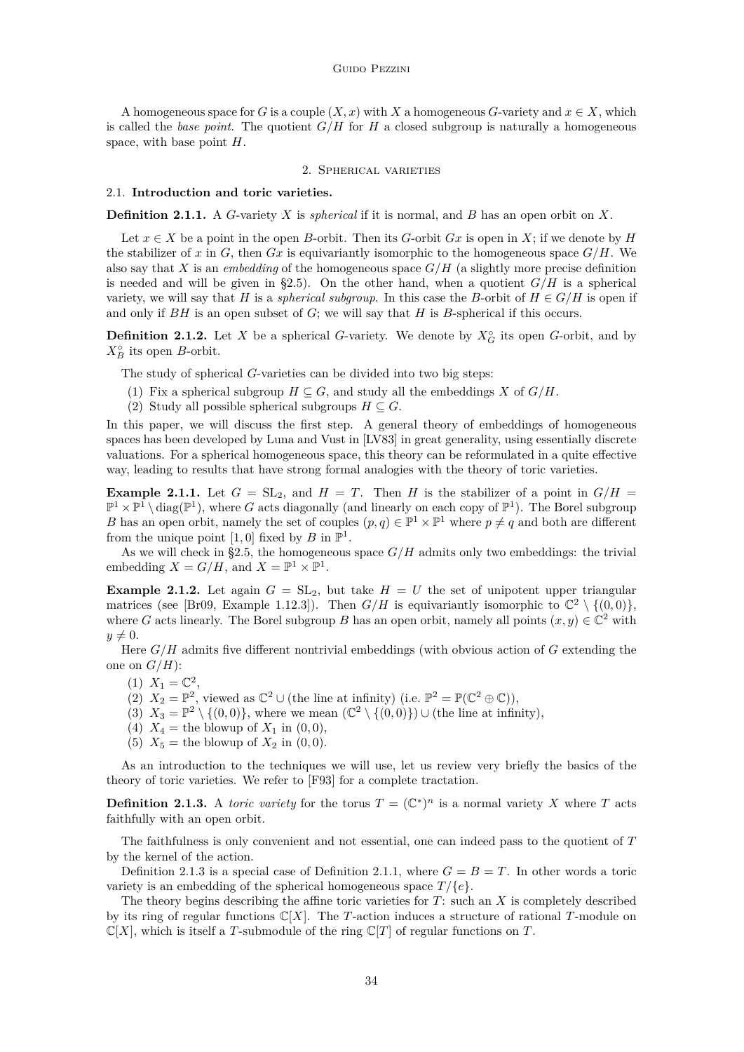A homogeneous space for $G$ is a couple $(X, x)$ with $X$ a homogeneous $G$-variety and $x \in X$, which is called the *base point*. The quotient $G/H$ for $H$ a closed subgroup is naturally a homogeneous space, with base point $H$.

## 2. Spherical varieties

### 2.1. Introduction and toric varieties.

**Definition 2.1.1.** A $G$-variety $X$ is *spherical* if it is normal, and $B$ has an open orbit on $X$.

Let $x \in X$ be a point in the open $B$-orbit. Then its $G$-orbit $Gx$ is open in $X$; if we denote by $H$ the stabilizer of $x$ in $G$, then $Gx$ is equivariantly isomorphic to the homogeneous space $G/H$. We also say that $X$ is an *embedding* of the homogeneous space $G/H$ (a slightly more precise definition is needed and will be given in §2.5). On the other hand, when a quotient $G/H$ is a spherical variety, we will say that $H$ is a *spherical subgroup*. In this case the $B$-orbit of $H \in G/H$ is open if and only if $BH$ is an open subset of $G$; we will say that $H$ is $B$-spherical if this occurs.

**Definition 2.1.2.** Let $X$ be a spherical $G$-variety. We denote by $X^\circ_G$ its open $G$-orbit, and by $X^\circ_B$ its open $B$-orbit.

The study of spherical $G$-varieties can be divided into two big steps:

1. Fix a spherical subgroup $H \subseteq G$, and study all the embeddings $X$ of $G/H$.
2. Study all possible spherical subgroups $H \subseteq G$.

In this paper, we will discuss the first step. A general theory of embeddings of homogeneous spaces has been developed by Luna and Vust in [LV83] in great generality, using essentially discrete valuations. For a spherical homogeneous space, this theory can be reformulated in a quite effective way, leading to results that have strong formal analogies with the theory of toric varieties.

**Example 2.1.1.** Let $G = \mathrm{SL}_2$, and $H = T$. Then $H$ is the stabilizer of a point in $G/H = \mathbb{P}^1 \times \mathbb{P}^1 \setminus \mathrm{diag}(\mathbb{P}^1)$, where $G$ acts diagonally (and linearly on each copy of $\mathbb{P}^1$). The Borel subgroup $B$ has an open orbit, namely the set of couples $(p, q) \in \mathbb{P}^1 \times \mathbb{P}^1$ where $p \neq q$ and both are different from the unique point $[1, 0]$ fixed by $B$ in $\mathbb{P}^1$.

As we will check in §2.5, the homogeneous space $G/H$ admits only two embeddings: the trivial embedding $X = G/H$, and $X = \mathbb{P}^1 \times \mathbb{P}^1$.

**Example 2.1.2.** Let again $G = \mathrm{SL}_2$, but take $H = U$ the set of unipotent upper triangular matrices (see [Br09, Example 1.12.3]). Then $G/H$ is equivariantly isomorphic to $\mathbb{C}^2 \setminus \{(0,0)\}$, where $G$ acts linearly. The Borel subgroup $B$ has an open orbit, namely all points $(x, y) \in \mathbb{C}^2$ with $y \neq 0$.

Here $G/H$ admits five different nontrivial embeddings (with obvious action of $G$ extending the one on $G/H$):

1. $X_1 = \mathbb{C}^2$,
2. $X_2 = \mathbb{P}^2$, viewed as $\mathbb{C}^2 \cup$ (the line at infinity) (i.e. $\mathbb{P}^2 = \mathbb{P}(\mathbb{C}^2 \oplus \mathbb{C})$),
3. $X_3 = \mathbb{P}^2 \setminus \{(0,0)\}$, where we mean $(\mathbb{C}^2 \setminus \{(0,0)\}) \cup$ (the line at infinity),
4. $X_4 =$ the blowup of $X_1$ in $(0,0)$,
5. $X_5 =$ the blowup of $X_2$ in $(0,0)$.

As an introduction to the techniques we will use, let us review very briefly the basics of the theory of toric varieties. We refer to [F93] for a complete tractation.

**Definition 2.1.3.** A *toric variety* for the torus $T = (\mathbb{C}^*)^n$ is a normal variety $X$ where $T$ acts faithfully with an open orbit.

The faithfulness is only convenient and not essential, one can indeed pass to the quotient of $T$ by the kernel of the action.

Definition 2.1.3 is a special case of Definition 2.1.1, where $G = B = T$. In other words a toric variety is an embedding of the spherical homogeneous space $T/\{e\}$.

The theory begins describing the affine toric varieties for $T$: such an $X$ is completely described by its ring of regular functions $\mathbb{C}[X]$. The $T$-action induces a structure of rational $T$-module on $\mathbb{C}[X]$, which is itself a $T$-submodule of the ring $\mathbb{C}[T]$ of regular functions on $T$.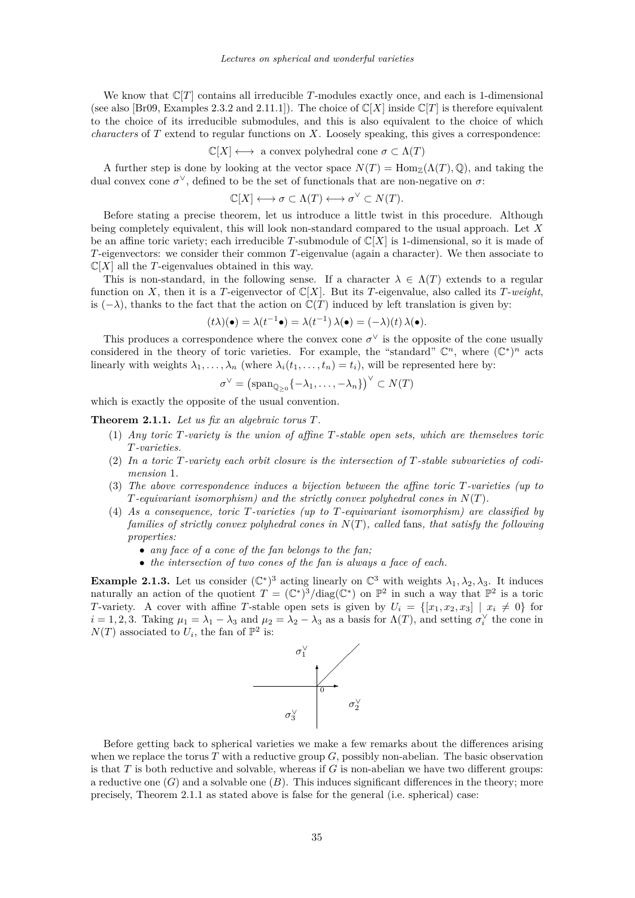We know that $\mathbb{C}[T]$ contains all irreducible $T$-modules exactly once, and each is 1-dimensional (see also [Br09, Examples 2.3.2 and 2.11.1]). The choice of $\mathbb{C}[X]$ inside $\mathbb{C}[T]$ is therefore equivalent to the choice of its irreducible submodules, and this is also equivalent to the choice of which *characters* of $T$ extend to regular functions on $X$. Loosely speaking, this gives a correspondence:

$$\mathbb{C}[X] \longleftrightarrow \text{ a convex polyhedral cone } \sigma \subset \Lambda(T)$$

A further step is done by looking at the vector space $N(T) = \mathrm{Hom}_{\mathbb{Z}}(\Lambda(T), \mathbb{Q})$, and taking the dual convex cone $\sigma^\vee$, defined to be the set of functionals that are non-negative on $\sigma$:

$$\mathbb{C}[X] \longleftrightarrow \sigma \subset \Lambda(T) \longleftrightarrow \sigma^\vee \subset N(T).$$

Before stating a precise theorem, let us introduce a little twist in this procedure. Although being completely equivalent, this will look non-standard compared to the usual approach. Let $X$ be an affine toric variety; each irreducible $T$-submodule of $\mathbb{C}[X]$ is 1-dimensional, so it is made of $T$-eigenvectors: we consider their common $T$-eigenvalue (again a character). We then associate to $\mathbb{C}[X]$ all the $T$-eigenvalues obtained in this way.

This is non-standard, in the following sense. If a character $\lambda \in \Lambda(T)$ extends to a regular function on $X$, then it is a $T$-eigenvector of $\mathbb{C}[X]$. But its $T$-eigenvalue, also called its $T$-*weight*, is $(-\lambda)$, thanks to the fact that the action on $\mathbb{C}(T)$ induced by left translation is given by:

$$(t\lambda)(\bullet) = \lambda(t^{-1}\bullet) = \lambda(t^{-1})\,\lambda(\bullet) = (-\lambda)(t)\,\lambda(\bullet).$$

This produces a correspondence where the convex cone $\sigma^\vee$ is the opposite of the cone usually considered in the theory of toric varieties. For example, the "standard" $\mathbb{C}^n$, where $(\mathbb{C}^*)^n$ acts linearly with weights $\lambda_1, \ldots, \lambda_n$ (where $\lambda_i(t_1, \ldots, t_n) = t_i$), will be represented here by:

$$\sigma^\vee = \left(\mathrm{span}_{\mathbb{Q}_{\geq 0}}\{-\lambda_1, \ldots, -\lambda_n\}\right)^\vee \subset N(T)$$

which is exactly the opposite of the usual convention.

**Theorem 2.1.1.** *Let us fix an algebraic torus $T$.*

1. *Any toric $T$-variety is the union of affine $T$-stable open sets, which are themselves toric $T$-varieties.*
2. *In a toric $T$-variety each orbit closure is the intersection of $T$-stable subvarieties of codimension 1.*
3. *The above correspondence induces a bijection between the affine toric $T$-varieties (up to $T$-equivariant isomorphism) and the strictly convex polyhedral cones in $N(T)$.*
4. *As a consequence, toric $T$-varieties (up to $T$-equivariant isomorphism) are classified by families of strictly convex polyhedral cones in $N(T)$, called* fans*, that satisfy the following properties:*
   - *any face of a cone of the fan belongs to the fan;*
   - *the intersection of two cones of the fan is always a face of each.*

**Example 2.1.3.** Let us consider $(\mathbb{C}^*)^3$ acting linearly on $\mathbb{C}^3$ with weights $\lambda_1, \lambda_2, \lambda_3$. It induces naturally an action of the quotient $T = (\mathbb{C}^*)^3/\mathrm{diag}(\mathbb{C}^*)$ on $\mathbb{P}^2$ in such a way that $\mathbb{P}^2$ is a toric $T$-variety. A cover with affine $T$-stable open sets is given by $U_i = \{[x_1, x_2, x_3] \mid x_i \neq 0\}$ for $i = 1, 2, 3$. Taking $\mu_1 = \lambda_1 - \lambda_3$ and $\mu_2 = \lambda_2 - \lambda_3$ as a basis for $\Lambda(T)$, and setting $\sigma_i^\vee$ the cone in $N(T)$ associated to $U_i$, the fan of $\mathbb{P}^2$ is:

Before getting back to spherical varieties we make a few remarks about the differences arising when we replace the torus $T$ with a reductive group $G$, possibly non-abelian. The basic observation is that $T$ is both reductive and solvable, whereas if $G$ is non-abelian we have two different groups: a reductive one ($G$) and a solvable one ($B$). This induces significant differences in the theory; more precisely, Theorem 2.1.1 as stated above is false for the general (i.e. spherical) case: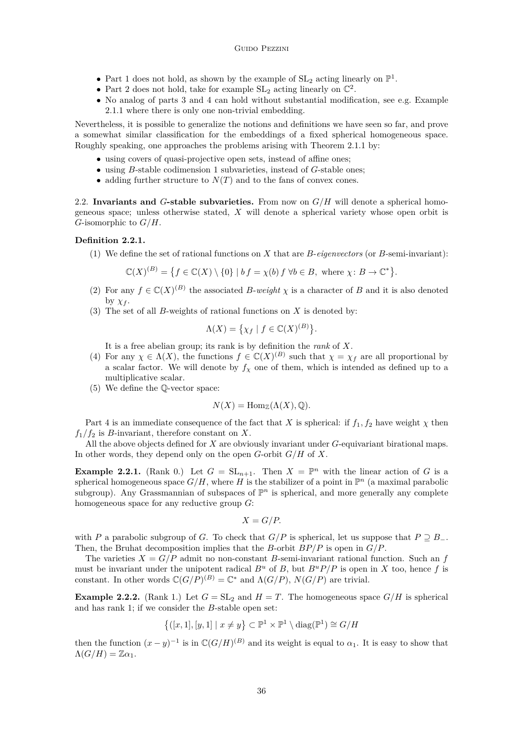- Part 1 does not hold, as shown by the example of $\mathrm{SL}_2$ acting linearly on $\mathbb{P}^1$.
- Part 2 does not hold, take for example $\mathrm{SL}_2$ acting linearly on $\mathbb{C}^2$.
- No analog of parts 3 and 4 can hold without substantial modification, see e.g. Example 2.1.1 where there is only one non-trivial embedding.

Nevertheless, it is possible to generalize the notions and definitions we have seen so far, and prove a somewhat similar classification for the embeddings of a fixed spherical homogeneous space. Roughly speaking, one approaches the problems arising with Theorem 2.1.1 by:

- using covers of quasi-projective open sets, instead of affine ones;
- using $B$-stable codimension 1 subvarieties, instead of $G$-stable ones;
- adding further structure to $N(T)$ and to the fans of convex cones.

2.2. **Invariants and $G$-stable subvarieties.** From now on $G/H$ will denote a spherical homogeneous space; unless otherwise stated, $X$ will denote a spherical variety whose open orbit is $G$-isomorphic to $G/H$.

**Definition 2.2.1.**

(1) We define the set of rational functions on $X$ that are *$B$-eigenvectors* (or $B$-semi-invariant):

$$\mathbb{C}(X)^{(B)} = \big\{ f \in \mathbb{C}(X) \setminus \{0\} \mid b\, f = \chi(b)\, f \ \forall b \in B, \text{ where } \chi\colon B \to \mathbb{C}^* \big\}.$$

(2) For any $f \in \mathbb{C}(X)^{(B)}$ the associated *$B$-weight* $\chi$ is a character of $B$ and it is also denoted by $\chi_f$.

(3) The set of all $B$-weights of rational functions on $X$ is denoted by:

$$\Lambda(X) = \big\{ \chi_f \mid f \in \mathbb{C}(X)^{(B)} \big\}.$$

It is a free abelian group; its rank is by definition the *rank* of $X$.

(4) For any $\chi \in \Lambda(X)$, the functions $f \in \mathbb{C}(X)^{(B)}$ such that $\chi = \chi_f$ are all proportional by a scalar factor. We will denote by $f_\chi$ one of them, which is intended as defined up to a multiplicative scalar.

(5) We define the $\mathbb{Q}$-vector space:

$$N(X) = \mathrm{Hom}_{\mathbb{Z}}(\Lambda(X), \mathbb{Q}).$$

Part 4 is an immediate consequence of the fact that $X$ is spherical: if $f_1, f_2$ have weight $\chi$ then $f_1/f_2$ is $B$-invariant, therefore constant on $X$.

All the above objects defined for $X$ are obviously invariant under $G$-equivariant birational maps. In other words, they depend only on the open $G$-orbit $G/H$ of $X$.

**Example 2.2.1.** (Rank 0.) Let $G = \mathrm{SL}_{n+1}$. Then $X = \mathbb{P}^n$ with the linear action of $G$ is a spherical homogeneous space $G/H$, where $H$ is the stabilizer of a point in $\mathbb{P}^n$ (a maximal parabolic subgroup). Any Grassmannian of subspaces of $\mathbb{P}^n$ is spherical, and more generally any complete homogeneous space for any reductive group $G$:

$$X = G/P.$$

with $P$ a parabolic subgroup of $G$. To check that $G/P$ is spherical, let us suppose that $P \supseteq B_-$. Then, the Bruhat decomposition implies that the $B$-orbit $BP/P$ is open in $G/P$.

The varieties $X = G/P$ admit no non-constant $B$-semi-invariant rational function. Such an $f$ must be invariant under the unipotent radical $B^u$ of $B$, but $B^uP/P$ is open in $X$ too, hence $f$ is constant. In other words $\mathbb{C}(G/P)^{(B)} = \mathbb{C}^*$ and $\Lambda(G/P)$, $N(G/P)$ are trivial.

**Example 2.2.2.** (Rank 1.) Let $G = \mathrm{SL}_2$ and $H = T$. The homogeneous space $G/H$ is spherical and has rank 1; if we consider the $B$-stable open set:

$$\big\{([x,1],[y,1] \mid x \neq y\big\} \subset \mathbb{P}^1 \times \mathbb{P}^1 \setminus \mathrm{diag}(\mathbb{P}^1) \cong G/H$$

then the function $(x-y)^{-1}$ is in $\mathbb{C}(G/H)^{(B)}$ and its weight is equal to $\alpha_1$. It is easy to show that $\Lambda(G/H) = \mathbb{Z}\alpha_1$.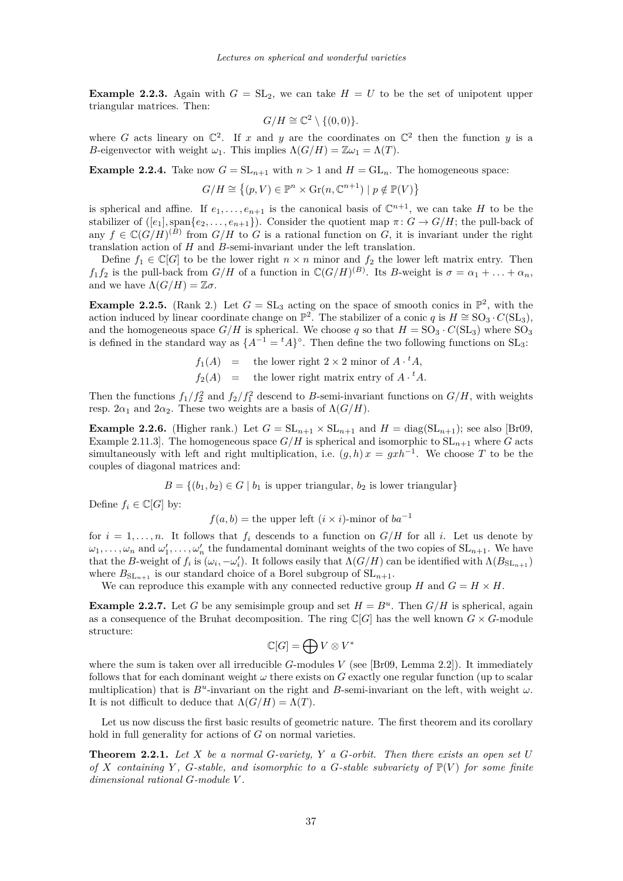**Example 2.2.3.** Again with $G = \mathrm{SL}_2$, we can take $H = U$ to be the set of unipotent upper triangular matrices. Then:

$$G/H \cong \mathbb{C}^2 \setminus \{(0,0)\}.$$

where $G$ acts lineary on $\mathbb{C}^2$. If $x$ and $y$ are the coordinates on $\mathbb{C}^2$ then the function $y$ is a $B$-eigenvector with weight $\omega_1$. This implies $\Lambda(G/H) = \mathbb{Z}\omega_1 = \Lambda(T)$.

**Example 2.2.4.** Take now $G = \mathrm{SL}_{n+1}$ with $n > 1$ and $H = \mathrm{GL}_n$. The homogeneous space:

$$G/H \cong \left\{(p, V) \in \mathbb{P}^n \times \mathrm{Gr}(n, \mathbb{C}^{n+1}) \mid p \notin \mathbb{P}(V)\right\}$$

is spherical and affine. If $e_1, \ldots, e_{n+1}$ is the canonical basis of $\mathbb{C}^{n+1}$, we can take $H$ to be the stabilizer of $([e_1], \mathrm{span}\{e_2, \ldots, e_{n+1}\})$. Consider the quotient map $\pi\colon G \to G/H$; the pull-back of any $f \in \mathbb{C}(G/H)^{(B)}$ from $G/H$ to $G$ is a rational function on $G$, it is invariant under the right translation action of $H$ and $B$-semi-invariant under the left translation.

Define $f_1 \in \mathbb{C}[G]$ to be the lower right $n \times n$ minor and $f_2$ the lower left matrix entry. Then $f_1 f_2$ is the pull-back from $G/H$ of a function in $\mathbb{C}(G/H)^{(B)}$. Its $B$-weight is $\sigma = \alpha_1 + \ldots + \alpha_n$, and we have $\Lambda(G/H) = \mathbb{Z}\sigma$.

**Example 2.2.5.** (Rank 2.) Let $G = \mathrm{SL}_3$ acting on the space of smooth conics in $\mathbb{P}^2$, with the action induced by linear coordinate change on $\mathbb{P}^2$. The stabilizer of a conic $q$ is $H \cong \mathrm{SO}_3 \cdot C(\mathrm{SL}_3)$, and the homogeneous space $G/H$ is spherical. We choose $q$ so that $H = \mathrm{SO}_3 \cdot C(\mathrm{SL}_3)$ where $\mathrm{SO}_3$ is defined in the standard way as $\{A^{-1} = {}^tA\}^\circ$. Then define the two following functions on $\mathrm{SL}_3$:

$$\begin{aligned} f_1(A) &= \text{ the lower right } 2 \times 2 \text{ minor of } A \cdot {}^tA, \\ f_2(A) &= \text{ the lower right matrix entry of } A \cdot {}^tA. \end{aligned}$$

Then the functions $f_1/f_2^2$ and $f_2/f_1^2$ descend to $B$-semi-invariant functions on $G/H$, with weights resp. $2\alpha_1$ and $2\alpha_2$. These two weights are a basis of $\Lambda(G/H)$.

**Example 2.2.6.** (Higher rank.) Let $G = \mathrm{SL}_{n+1} \times \mathrm{SL}_{n+1}$ and $H = \mathrm{diag}(\mathrm{SL}_{n+1})$; see also [Br09, Example 2.11.3]. The homogeneous space $G/H$ is spherical and isomorphic to $\mathrm{SL}_{n+1}$ where $G$ acts simultaneously with left and right multiplication, i.e. $(g, h)\,x = gxh^{-1}$. We choose $T$ to be the couples of diagonal matrices and:

$$B = \{(b_1, b_2) \in G \mid b_1 \text{ is upper triangular, } b_2 \text{ is lower triangular}\}$$

Define $f_i \in \mathbb{C}[G]$ by:

$$f(a, b) = \text{the upper left } (i \times i)\text{-minor of } ba^{-1}$$

for $i = 1, \ldots, n$. It follows that $f_i$ descends to a function on $G/H$ for all $i$. Let us denote by $\omega_1, \ldots, \omega_n$ and $\omega'_1, \ldots, \omega'_n$ the fundamental dominant weights of the two copies of $\mathrm{SL}_{n+1}$. We have that the $B$-weight of $f_i$ is $(\omega_i, -\omega'_i)$. It follows easily that $\Lambda(G/H)$ can be identified with $\Lambda(B_{\mathrm{SL}_{n+1}})$ where $B_{\mathrm{SL}_{n+1}}$ is our standard choice of a Borel subgroup of $\mathrm{SL}_{n+1}$.

We can reproduce this example with any connected reductive group $H$ and $G = H \times H$.

**Example 2.2.7.** Let $G$ be any semisimple group and set $H = B^u$. Then $G/H$ is spherical, again as a consequence of the Bruhat decomposition. The ring $\mathbb{C}[G]$ has the well known $G \times G$-module structure:

$$\mathbb{C}[G] = \bigoplus V \otimes V^*$$

where the sum is taken over all irreducible $G$-modules $V$ (see [Br09, Lemma 2.2]). It immediately follows that for each dominant weight $\omega$ there exists on $G$ exactly one regular function (up to scalar multiplication) that is $B^u$-invariant on the right and $B$-semi-invariant on the left, with weight $\omega$. It is not difficult to deduce that $\Lambda(G/H) = \Lambda(T)$.

Let us now discuss the first basic results of geometric nature. The first theorem and its corollary hold in full generality for actions of $G$ on normal varieties.

**Theorem 2.2.1.** *Let $X$ be a normal $G$-variety, $Y$ a $G$-orbit. Then there exists an open set $U$ of $X$ containing $Y$, $G$-stable, and isomorphic to a $G$-stable subvariety of $\mathbb{P}(V)$ for some finite dimensional rational $G$-module $V$.*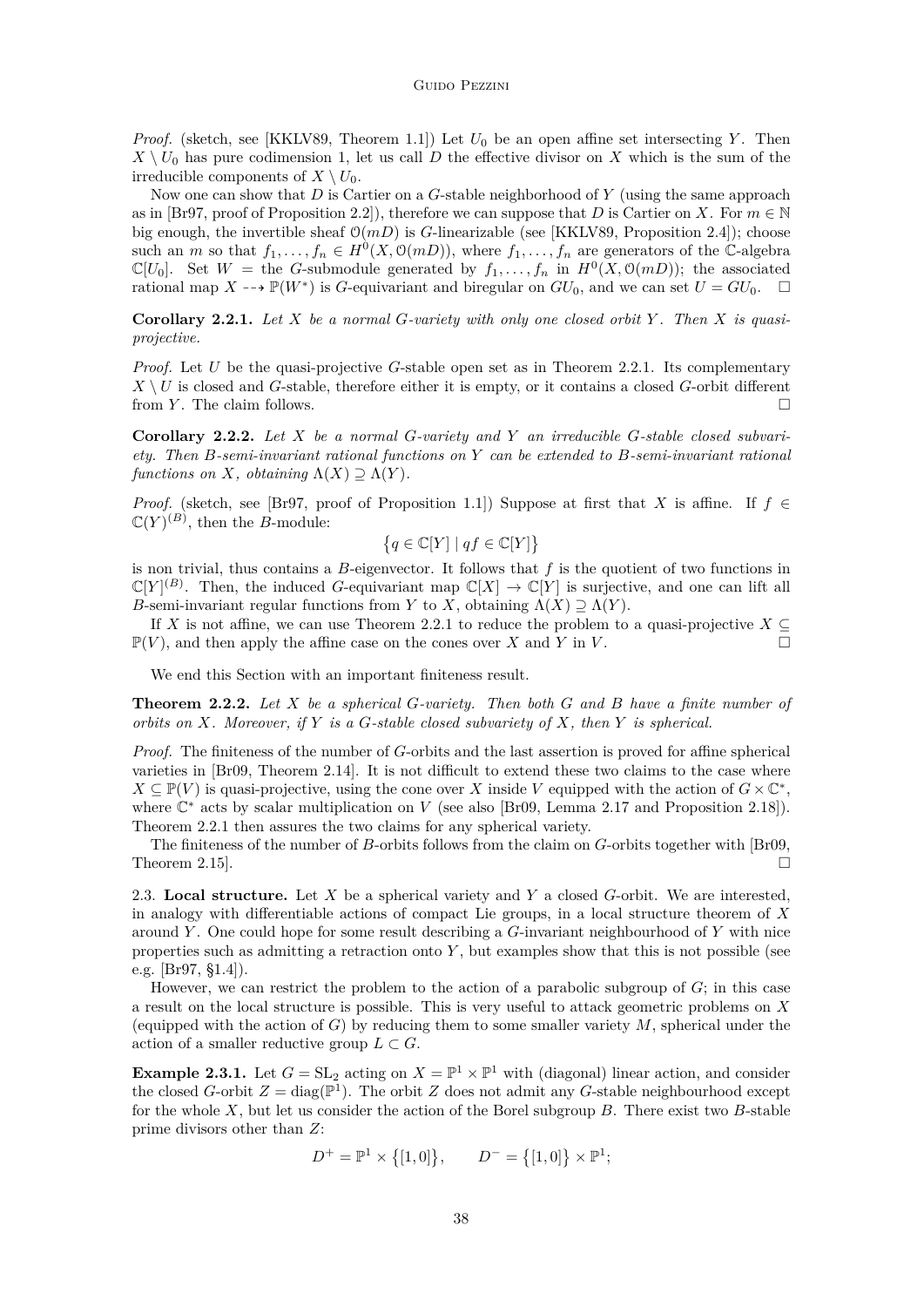*Proof.* (sketch, see [KKLV89, Theorem 1.1]) Let $U_0$ be an open affine set intersecting $Y$. Then $X \setminus U_0$ has pure codimension 1, let us call $D$ the effective divisor on $X$ which is the sum of the irreducible components of $X \setminus U_0$.

Now one can show that $D$ is Cartier on a $G$-stable neighborhood of $Y$ (using the same approach as in [Br97, proof of Proposition 2.2]), therefore we can suppose that $D$ is Cartier on $X$. For $m \in \mathbb{N}$ big enough, the invertible sheaf $\mathcal{O}(mD)$ is $G$-linearizable (see [KKLV89, Proposition 2.4]); choose such an $m$ so that $f_1, \ldots, f_n \in H^0(X, \mathcal{O}(mD))$, where $f_1, \ldots, f_n$ are generators of the $\mathbb{C}$-algebra $\mathbb{C}[U_0]$. Set $W =$ the $G$-submodule generated by $f_1, \ldots, f_n$ in $H^0(X, \mathcal{O}(mD))$; the associated rational map $X \dashrightarrow \mathbb{P}(W^*)$ is $G$-equivariant and biregular on $GU_0$, and we can set $U = GU_0$. $\square$

**Corollary 2.2.1.** *Let $X$ be a normal $G$-variety with only one closed orbit $Y$. Then $X$ is quasi-projective.*

*Proof.* Let $U$ be the quasi-projective $G$-stable open set as in Theorem 2.2.1. Its complementary $X \setminus U$ is closed and $G$-stable, therefore either it is empty, or it contains a closed $G$-orbit different from $Y$. The claim follows. $\square$

**Corollary 2.2.2.** *Let $X$ be a normal $G$-variety and $Y$ an irreducible $G$-stable closed subvariety. Then $B$-semi-invariant rational functions on $Y$ can be extended to $B$-semi-invariant rational functions on $X$, obtaining $\Lambda(X) \supseteq \Lambda(Y)$.*

*Proof.* (sketch, see [Br97, proof of Proposition 1.1]) Suppose at first that $X$ is affine. If $f \in \mathbb{C}(Y)^{(B)}$, then the $B$-module:

$$\left\{ q \in \mathbb{C}[Y] \mid qf \in \mathbb{C}[Y] \right\}$$

is non trivial, thus contains a $B$-eigenvector. It follows that $f$ is the quotient of two functions in $\mathbb{C}[Y]^{(B)}$. Then, the induced $G$-equivariant map $\mathbb{C}[X] \to \mathbb{C}[Y]$ is surjective, and one can lift all $B$-semi-invariant regular functions from $Y$ to $X$, obtaining $\Lambda(X) \supseteq \Lambda(Y)$.

If $X$ is not affine, we can use Theorem 2.2.1 to reduce the problem to a quasi-projective $X \subseteq \mathbb{P}(V)$, and then apply the affine case on the cones over $X$ and $Y$ in $V$. $\square$

We end this Section with an important finiteness result.

**Theorem 2.2.2.** *Let $X$ be a spherical $G$-variety. Then both $G$ and $B$ have a finite number of orbits on $X$. Moreover, if $Y$ is a $G$-stable closed subvariety of $X$, then $Y$ is spherical.*

*Proof.* The finiteness of the number of $G$-orbits and the last assertion is proved for affine spherical varieties in [Br09, Theorem 2.14]. It is not difficult to extend these two claims to the case where $X \subseteq \mathbb{P}(V)$ is quasi-projective, using the cone over $X$ inside $V$ equipped with the action of $G \times \mathbb{C}^*$, where $\mathbb{C}^*$ acts by scalar multiplication on $V$ (see also [Br09, Lemma 2.17 and Proposition 2.18]). Theorem 2.2.1 then assures the two claims for any spherical variety.

The finiteness of the number of $B$-orbits follows from the claim on $G$-orbits together with [Br09, Theorem 2.15]. $\square$

2.3. **Local structure.** Let $X$ be a spherical variety and $Y$ a closed $G$-orbit. We are interested, in analogy with differentiable actions of compact Lie groups, in a local structure theorem of $X$ around $Y$. One could hope for some result describing a $G$-invariant neighbourhood of $Y$ with nice properties such as admitting a retraction onto $Y$, but examples show that this is not possible (see e.g. [Br97, §1.4]).

However, we can restrict the problem to the action of a parabolic subgroup of $G$; in this case a result on the local structure is possible. This is very useful to attack geometric problems on $X$ (equipped with the action of $G$) by reducing them to some smaller variety $M$, spherical under the action of a smaller reductive group $L \subset G$.

**Example 2.3.1.** Let $G = \mathrm{SL}_2$ acting on $X = \mathbb{P}^1 \times \mathbb{P}^1$ with (diagonal) linear action, and consider the closed $G$-orbit $Z = \mathrm{diag}(\mathbb{P}^1)$. The orbit $Z$ does not admit any $G$-stable neighbourhood except for the whole $X$, but let us consider the action of the Borel subgroup $B$. There exist two $B$-stable prime divisors other than $Z$:

$$D^+ = \mathbb{P}^1 \times \left\{ [1, 0] \right\}, \qquad D^- = \left\{ [1, 0] \right\} \times \mathbb{P}^1;$$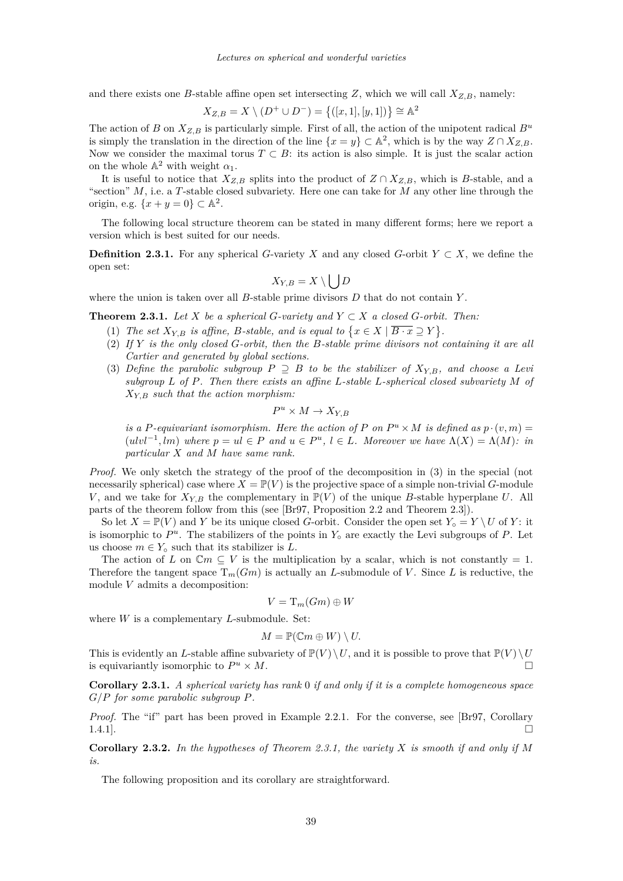and there exists one $B$-stable affine open set intersecting $Z$, which we will call $X_{Z,B}$, namely:

$$X_{Z,B} = X \setminus (D^+ \cup D^-) = \{([x,1],[y,1])\} \cong \mathbb{A}^2$$

The action of $B$ on $X_{Z,B}$ is particularly simple. First of all, the action of the unipotent radical $B^u$ is simply the translation in the direction of the line $\{x = y\} \subset \mathbb{A}^2$, which is by the way $Z \cap X_{Z,B}$. Now we consider the maximal torus $T \subset B$: its action is also simple. It is just the scalar action on the whole $\mathbb{A}^2$ with weight $\alpha_1$.

It is useful to notice that $X_{Z,B}$ splits into the product of $Z \cap X_{Z,B}$, which is $B$-stable, and a "section" $M$, i.e. a $T$-stable closed subvariety. Here one can take for $M$ any other line through the origin, e.g. $\{x + y = 0\} \subset \mathbb{A}^2$.

The following local structure theorem can be stated in many different forms; here we report a version which is best suited for our needs.

**Definition 2.3.1.** For any spherical $G$-variety $X$ and any closed $G$-orbit $Y \subset X$, we define the open set:

$$X_{Y,B} = X \setminus \bigcup D$$

where the union is taken over all $B$-stable prime divisors $D$ that do not contain $Y$.

**Theorem 2.3.1.** *Let $X$ be a spherical $G$-variety and $Y \subset X$ a closed $G$-orbit. Then:*

1. *The set $X_{Y,B}$ is affine, $B$-stable, and is equal to $\{x \in X \mid \overline{B \cdot x} \supseteq Y\}$.*
2. *If $Y$ is the only closed $G$-orbit, then the $B$-stable prime divisors not containing it are all Cartier and generated by global sections.*
3. *Define the parabolic subgroup $P \supseteq B$ to be the stabilizer of $X_{Y,B}$, and choose a Levi subgroup $L$ of $P$. Then there exists an affine $L$-stable $L$-spherical closed subvariety $M$ of $X_{Y,B}$ such that the action morphism:*

$$P^u \times M \to X_{Y,B}$$

*is a $P$-equivariant isomorphism. Here the action of $P$ on $P^u \times M$ is defined as $p \cdot (v,m) = (ulvl^{-1}, lm)$ where $p = ul \in P$ and $u \in P^u$, $l \in L$. Moreover we have $\Lambda(X) = \Lambda(M)$: in particular $X$ and $M$ have same rank.*

*Proof.* We only sketch the strategy of the proof of the decomposition in (3) in the special (not necessarily spherical) case where $X = \mathbb{P}(V)$ is the projective space of a simple non-trivial $G$-module $V$, and we take for $X_{Y,B}$ the complementary in $\mathbb{P}(V)$ of the unique $B$-stable hyperplane $U$. All parts of the theorem follow from this (see [Br97, Proposition 2.2 and Theorem 2.3]).

So let $X = \mathbb{P}(V)$ and $Y$ be its unique closed $G$-orbit. Consider the open set $Y_\circ = Y \setminus U$ of $Y$: it is isomorphic to $P^u$. The stabilizers of the points in $Y_\circ$ are exactly the Levi subgroups of $P$. Let us choose $m \in Y_\circ$ such that its stabilizer is $L$.

The action of $L$ on $\mathbb{C}m \subseteq V$ is the multiplication by a scalar, which is not constantly $= 1$. Therefore the tangent space $\mathrm{T}_m(Gm)$ is actually an $L$-submodule of $V$. Since $L$ is reductive, the module $V$ admits a decomposition:

$$V = \mathrm{T}_m(Gm) \oplus W$$

where $W$ is a complementary $L$-submodule. Set:

$$M = \mathbb{P}(\mathbb{C}m \oplus W) \setminus U.$$

This is evidently an $L$-stable affine subvariety of $\mathbb{P}(V) \setminus U$, and it is possible to prove that $\mathbb{P}(V) \setminus U$ is equivariantly isomorphic to $P^u \times M$. □

**Corollary 2.3.1.** *A spherical variety has rank 0 if and only if it is a complete homogeneous space $G/P$ for some parabolic subgroup $P$.*

*Proof.* The "if" part has been proved in Example 2.2.1. For the converse, see [Br97, Corollary 1.4.1]. □

**Corollary 2.3.2.** *In the hypotheses of Theorem 2.3.1, the variety $X$ is smooth if and only if $M$ is.*

The following proposition and its corollary are straightforward.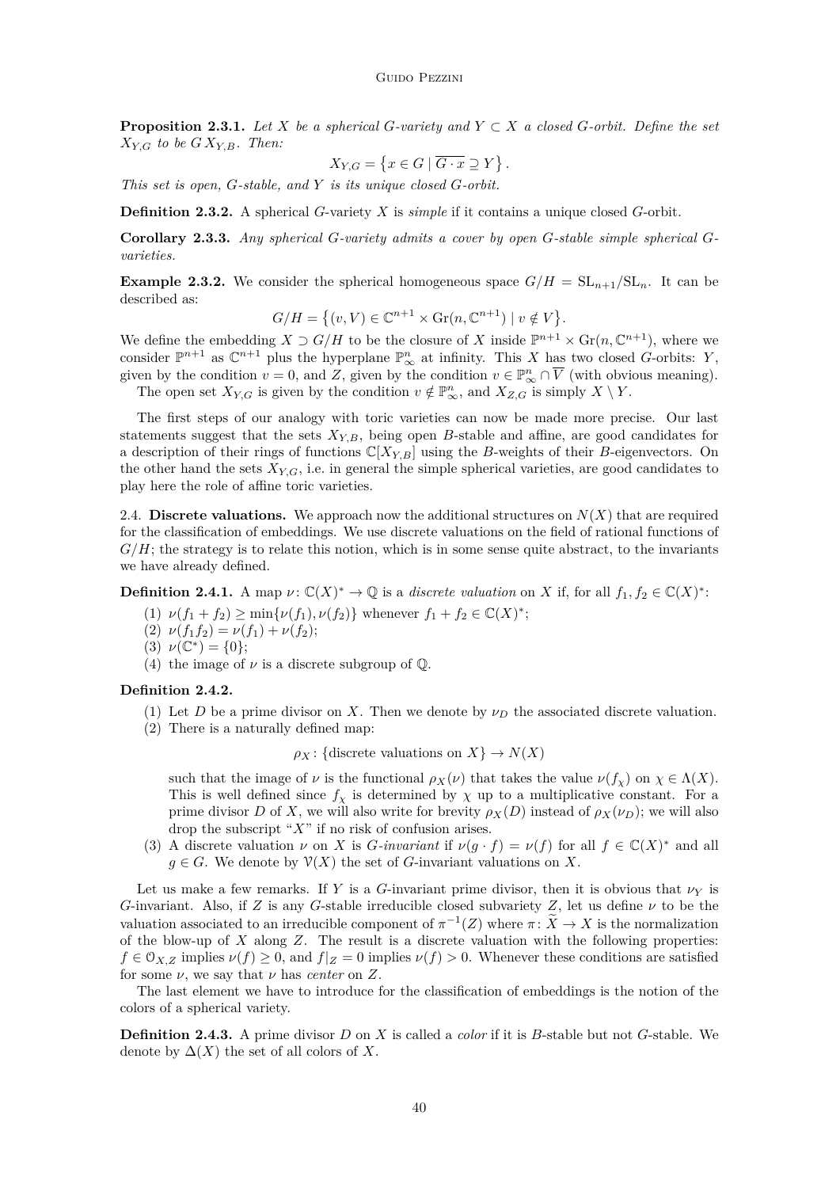**Proposition 2.3.1.** *Let $X$ be a spherical $G$-variety and $Y \subset X$ a closed $G$-orbit. Define the set $X_{Y,G}$ to be $G\,X_{Y,B}$. Then:*

$$X_{Y,G} = \left\{ x \in G \mid \overline{G \cdot x} \supseteq Y \right\}.$$

*This set is open, $G$-stable, and $Y$ is its unique closed $G$-orbit.*

**Definition 2.3.2.** A spherical $G$-variety $X$ is *simple* if it contains a unique closed $G$-orbit.

**Corollary 2.3.3.** *Any spherical $G$-variety admits a cover by open $G$-stable simple spherical $G$-varieties.*

**Example 2.3.2.** We consider the spherical homogeneous space $G/H = \mathrm{SL}_{n+1}/\mathrm{SL}_n$. It can be described as:

$$G/H = \left\{ (v, V) \in \mathbb{C}^{n+1} \times \mathrm{Gr}(n, \mathbb{C}^{n+1}) \mid v \notin V \right\}.$$

We define the embedding $X \supset G/H$ to be the closure of $X$ inside $\mathbb{P}^{n+1} \times \mathrm{Gr}(n, \mathbb{C}^{n+1})$, where we consider $\mathbb{P}^{n+1}$ as $\mathbb{C}^{n+1}$ plus the hyperplane $\mathbb{P}^n_\infty$ at infinity. This $X$ has two closed $G$-orbits: $Y$, given by the condition $v = 0$, and $Z$, given by the condition $v \in \mathbb{P}^n_\infty \cap \overline{V}$ (with obvious meaning).

The open set $X_{Y,G}$ is given by the condition $v \notin \mathbb{P}^n_\infty$, and $X_{Z,G}$ is simply $X \setminus Y$.

The first steps of our analogy with toric varieties can now be made more precise. Our last statements suggest that the sets $X_{Y,B}$, being open $B$-stable and affine, are good candidates for a description of their rings of functions $\mathbb{C}[X_{Y,B}]$ using the $B$-weights of their $B$-eigenvectors. On the other hand the sets $X_{Y,G}$, i.e. in general the simple spherical varieties, are good candidates to play here the role of affine toric varieties.

2.4. **Discrete valuations.** We approach now the additional structures on $N(X)$ that are required for the classification of embeddings. We use discrete valuations on the field of rational functions of $G/H$; the strategy is to relate this notion, which is in some sense quite abstract, to the invariants we have already defined.

**Definition 2.4.1.** A map $\nu \colon \mathbb{C}(X)^* \to \mathbb{Q}$ is a *discrete valuation* on $X$ if, for all $f_1, f_2 \in \mathbb{C}(X)^*$:

1. $\nu(f_1 + f_2) \geq \min\{\nu(f_1), \nu(f_2)\}$ whenever $f_1 + f_2 \in \mathbb{C}(X)^*$;
2. $\nu(f_1 f_2) = \nu(f_1) + \nu(f_2)$;
3. $\nu(\mathbb{C}^*) = \{0\}$;
4. the image of $\nu$ is a discrete subgroup of $\mathbb{Q}$.

**Definition 2.4.2.**

1. Let $D$ be a prime divisor on $X$. Then we denote by $\nu_D$ the associated discrete valuation.
2. There is a naturally defined map:

   $$\rho_X \colon \{\text{discrete valuations on } X\} \to N(X)$$

   such that the image of $\nu$ is the functional $\rho_X(\nu)$ that takes the value $\nu(f_\chi)$ on $\chi \in \Lambda(X)$. This is well defined since $f_\chi$ is determined by $\chi$ up to a multiplicative constant. For a prime divisor $D$ of $X$, we will also write for brevity $\rho_X(D)$ instead of $\rho_X(\nu_D)$; we will also drop the subscript "$X$" if no risk of confusion arises.
3. A discrete valuation $\nu$ on $X$ is *$G$-invariant* if $\nu(g \cdot f) = \nu(f)$ for all $f \in \mathbb{C}(X)^*$ and all $g \in G$. We denote by $\mathcal{V}(X)$ the set of $G$-invariant valuations on $X$.

Let us make a few remarks. If $Y$ is a $G$-invariant prime divisor, then it is obvious that $\nu_Y$ is $G$-invariant. Also, if $Z$ is any $G$-stable irreducible closed subvariety $Z$, let us define $\nu$ to be the valuation associated to an irreducible component of $\pi^{-1}(Z)$ where $\pi \colon \widetilde{X} \to X$ is the normalization of the blow-up of $X$ along $Z$. The result is a discrete valuation with the following properties: $f \in \mathcal{O}_{X,Z}$ implies $\nu(f) \geq 0$, and $f|_Z = 0$ implies $\nu(f) > 0$. Whenever these conditions are satisfied for some $\nu$, we say that $\nu$ has *center* on $Z$.

The last element we have to introduce for the classification of embeddings is the notion of the colors of a spherical variety.

**Definition 2.4.3.** A prime divisor $D$ on $X$ is called a *color* if it is $B$-stable but not $G$-stable. We denote by $\Delta(X)$ the set of all colors of $X$.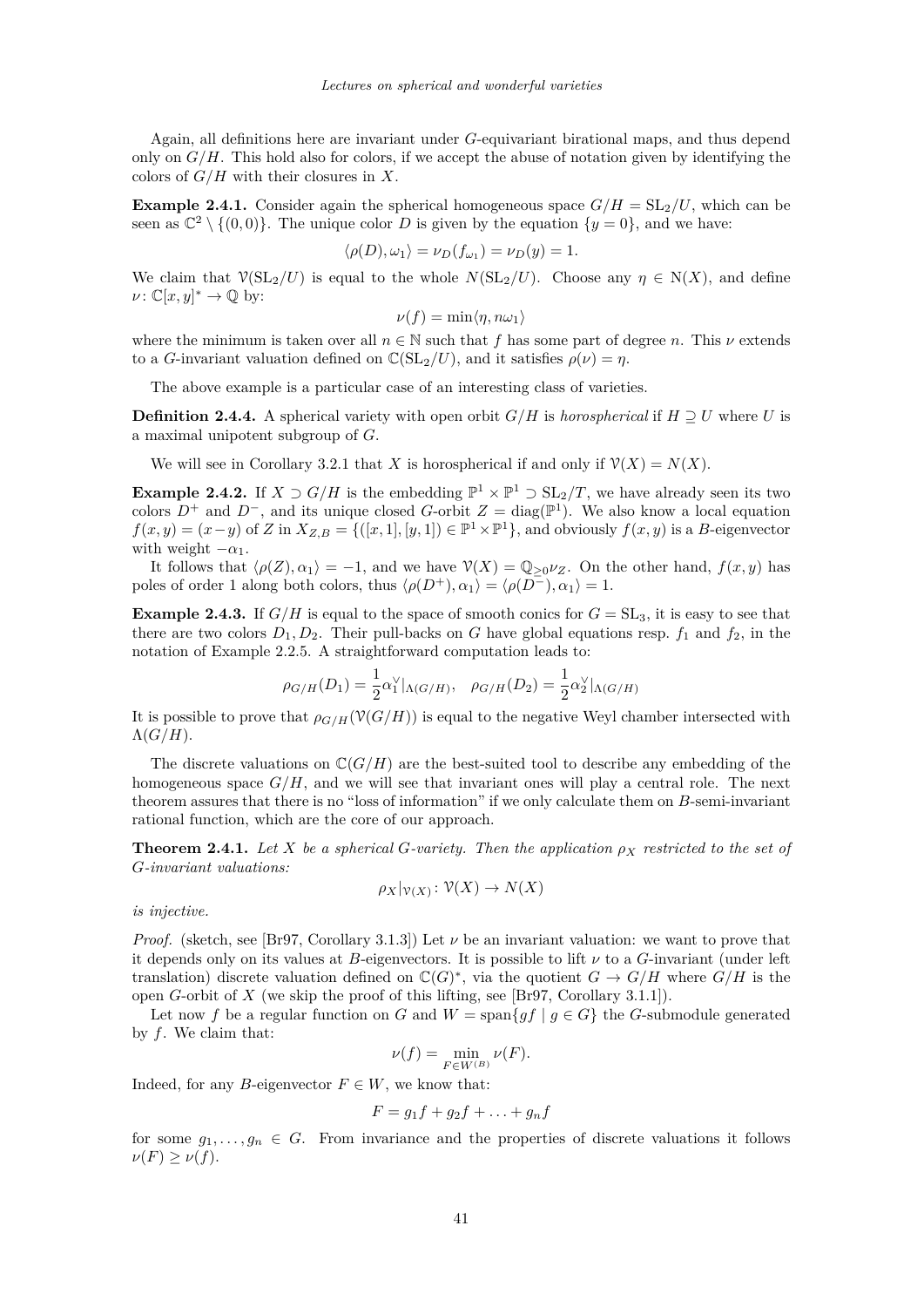Again, all definitions here are invariant under $G$-equivariant birational maps, and thus depend only on $G/H$. This hold also for colors, if we accept the abuse of notation given by identifying the colors of $G/H$ with their closures in $X$.

**Example 2.4.1.** Consider again the spherical homogeneous space $G/H = \mathrm{SL}_2/U$, which can be seen as $\mathbb{C}^2 \setminus \{(0,0)\}$. The unique color $D$ is given by the equation $\{y = 0\}$, and we have:

$$\langle \rho(D), \omega_1 \rangle = \nu_D(f_{\omega_1}) = \nu_D(y) = 1.$$

We claim that $\mathcal{V}(\mathrm{SL}_2/U)$ is equal to the whole $N(\mathrm{SL}_2/U)$. Choose any $\eta \in \mathrm{N}(X)$, and define $\nu \colon \mathbb{C}[x,y]^* \to \mathbb{Q}$ by:

$$\nu(f) = \min \langle \eta, n\omega_1 \rangle$$

where the minimum is taken over all $n \in \mathbb{N}$ such that $f$ has some part of degree $n$. This $\nu$ extends to a $G$-invariant valuation defined on $\mathbb{C}(\mathrm{SL}_2/U)$, and it satisfies $\rho(\nu) = \eta$.

The above example is a particular case of an interesting class of varieties.

**Definition 2.4.4.** A spherical variety with open orbit $G/H$ is *horospherical* if $H \supseteq U$ where $U$ is a maximal unipotent subgroup of $G$.

We will see in Corollary 3.2.1 that $X$ is horospherical if and only if $\mathcal{V}(X) = N(X)$.

**Example 2.4.2.** If $X \supset G/H$ is the embedding $\mathbb{P}^1 \times \mathbb{P}^1 \supset \mathrm{SL}_2/T$, we have already seen its two colors $D^+$ and $D^-$, and its unique closed $G$-orbit $Z = \mathrm{diag}(\mathbb{P}^1)$. We also know a local equation $f(x,y) = (x-y)$ of $Z$ in $X_{Z,B} = \{([x,1],[y,1]) \in \mathbb{P}^1 \times \mathbb{P}^1\}$, and obviously $f(x,y)$ is a $B$-eigenvector with weight $-\alpha_1$.

It follows that $\langle \rho(Z), \alpha_1 \rangle = -1$, and we have $\mathcal{V}(X) = \mathbb{Q}_{\geq 0}\nu_Z$. On the other hand, $f(x,y)$ has poles of order 1 along both colors, thus $\langle \rho(D^+), \alpha_1 \rangle = \langle \rho(D^-), \alpha_1 \rangle = 1$.

**Example 2.4.3.** If $G/H$ is equal to the space of smooth conics for $G = \mathrm{SL}_3$, it is easy to see that there are two colors $D_1, D_2$. Their pull-backs on $G$ have global equations resp. $f_1$ and $f_2$, in the notation of Example 2.2.5. A straightforward computation leads to:

$$\rho_{G/H}(D_1) = \frac{1}{2}\alpha_1^\vee|_{\Lambda(G/H)}, \quad \rho_{G/H}(D_2) = \frac{1}{2}\alpha_2^\vee|_{\Lambda(G/H)}$$

It is possible to prove that $\rho_{G/H}(\mathcal{V}(G/H))$ is equal to the negative Weyl chamber intersected with $\Lambda(G/H)$.

The discrete valuations on $\mathbb{C}(G/H)$ are the best-suited tool to describe any embedding of the homogeneous space $G/H$, and we will see that invariant ones will play a central role. The next theorem assures that there is no "loss of information" if we only calculate them on $B$-semi-invariant rational function, which are the core of our approach.

**Theorem 2.4.1.** *Let $X$ be a spherical $G$-variety. Then the application $\rho_X$ restricted to the set of $G$-invariant valuations:*

$$\rho_X|_{\mathcal{V}(X)} \colon \mathcal{V}(X) \to N(X)$$

*is injective.*

*Proof.* (sketch, see [Br97, Corollary 3.1.3]) Let $\nu$ be an invariant valuation: we want to prove that it depends only on its values at $B$-eigenvectors. It is possible to lift $\nu$ to a $G$-invariant (under left translation) discrete valuation defined on $\mathbb{C}(G)^*$, via the quotient $G \to G/H$ where $G/H$ is the open $G$-orbit of $X$ (we skip the proof of this lifting, see [Br97, Corollary 3.1.1]).

Let now $f$ be a regular function on $G$ and $W = \mathrm{span}\{gf \mid g \in G\}$ the $G$-submodule generated by $f$. We claim that:

$$\nu(f) = \min_{F \in W^{(B)}} \nu(F).$$

Indeed, for any $B$-eigenvector $F \in W$, we know that:

$$F = g_1 f + g_2 f + \ldots + g_n f$$

for some $g_1, \ldots, g_n \in G$. From invariance and the properties of discrete valuations it follows $\nu(F) \geq \nu(f)$.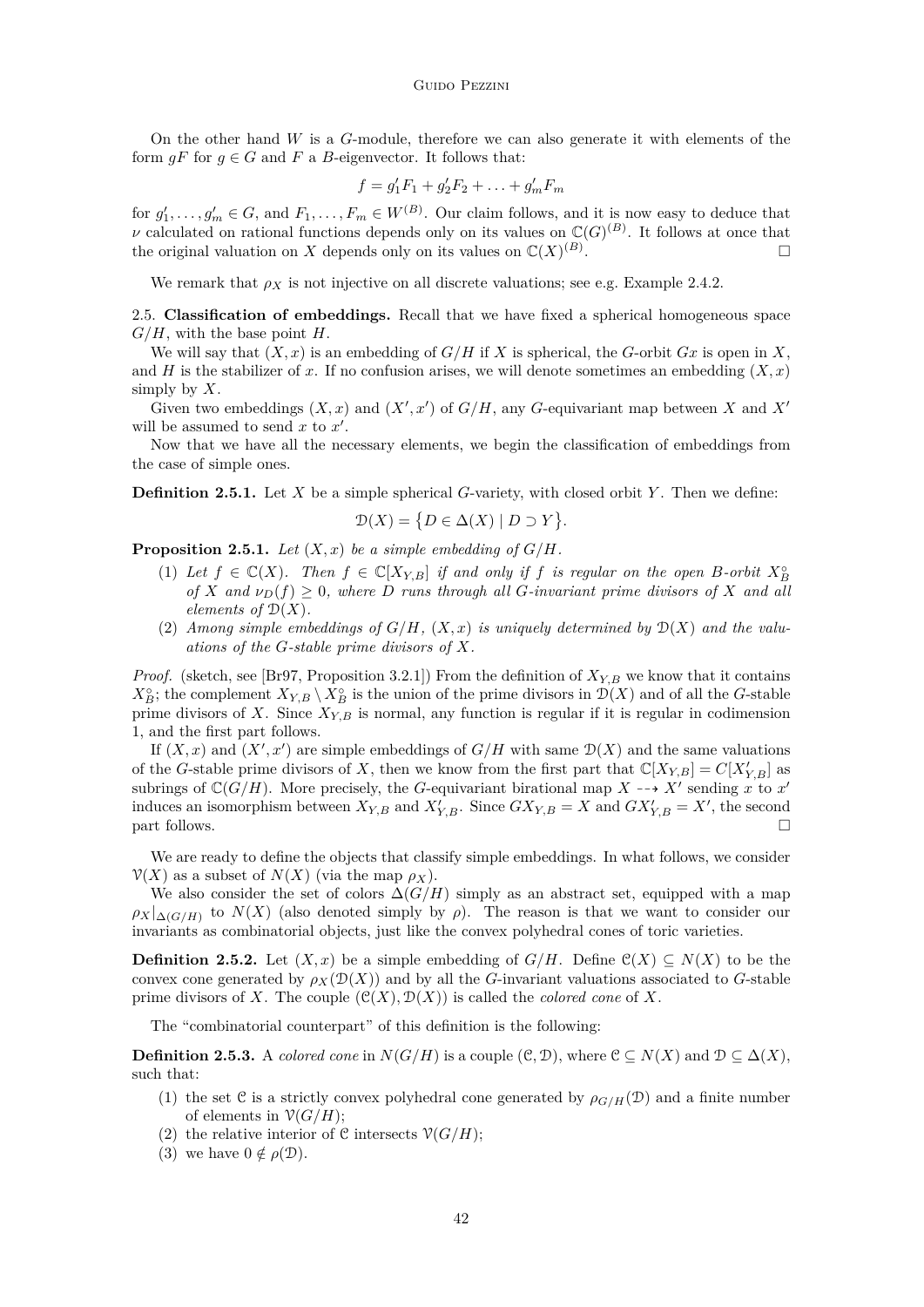On the other hand $W$ is a $G$-module, therefore we can also generate it with elements of the form $gF$ for $g \in G$ and $F$ a $B$-eigenvector. It follows that:

$$f = g_1' F_1 + g_2' F_2 + \ldots + g_m' F_m$$

for $g_1', \ldots, g_m' \in G$, and $F_1, \ldots, F_m \in W^{(B)}$. Our claim follows, and it is now easy to deduce that $\nu$ calculated on rational functions depends only on its values on $\mathbb{C}(G)^{(B)}$. It follows at once that the original valuation on $X$ depends only on its values on $\mathbb{C}(X)^{(B)}$. □

We remark that $\rho_X$ is not injective on all discrete valuations; see e.g. Example 2.4.2.

2.5. **Classification of embeddings.** Recall that we have fixed a spherical homogeneous space $G/H$, with the base point $H$.

We will say that $(X, x)$ is an embedding of $G/H$ if $X$ is spherical, the $G$-orbit $Gx$ is open in $X$, and $H$ is the stabilizer of $x$. If no confusion arises, we will denote sometimes an embedding $(X, x)$ simply by $X$.

Given two embeddings $(X, x)$ and $(X', x')$ of $G/H$, any $G$-equivariant map between $X$ and $X'$ will be assumed to send $x$ to $x'$.

Now that we have all the necessary elements, we begin the classification of embeddings from the case of simple ones.

**Definition 2.5.1.** Let $X$ be a simple spherical $G$-variety, with closed orbit $Y$. Then we define:

$$\mathcal{D}(X) = \{ D \in \Delta(X) \mid D \supset Y \}.$$

**Proposition 2.5.1.** *Let $(X, x)$ be a simple embedding of $G/H$.*

1. *Let $f \in \mathbb{C}(X)$. Then $f \in \mathbb{C}[X_{Y,B}]$ if and only if $f$ is regular on the open $B$-orbit $X_B^\circ$ of $X$ and $\nu_D(f) \geq 0$, where $D$ runs through all $G$-invariant prime divisors of $X$ and all elements of $\mathcal{D}(X)$.*
2. *Among simple embeddings of $G/H$, $(X, x)$ is uniquely determined by $\mathcal{D}(X)$ and the valuations of the $G$-stable prime divisors of $X$.*

*Proof.* (sketch, see [Br97, Proposition 3.2.1]) From the definition of $X_{Y,B}$ we know that it contains $X_B^\circ$; the complement $X_{Y,B} \setminus X_B^\circ$ is the union of the prime divisors in $\mathcal{D}(X)$ and of all the $G$-stable prime divisors of $X$. Since $X_{Y,B}$ is normal, any function is regular if it is regular in codimension 1, and the first part follows.

If $(X, x)$ and $(X', x')$ are simple embeddings of $G/H$ with same $\mathcal{D}(X)$ and the same valuations of the $G$-stable prime divisors of $X$, then we know from the first part that $\mathbb{C}[X_{Y,B}] = C[X'_{Y,B}]$ as subrings of $\mathbb{C}(G/H)$. More precisely, the $G$-equivariant birational map $X \dashrightarrow X'$ sending $x$ to $x'$ induces an isomorphism between $X_{Y,B}$ and $X'_{Y,B}$. Since $GX_{Y,B} = X$ and $GX'_{Y,B} = X'$, the second part follows. □

We are ready to define the objects that classify simple embeddings. In what follows, we consider $\mathcal{V}(X)$ as a subset of $N(X)$ (via the map $\rho_X$).

We also consider the set of colors $\Delta(G/H)$ simply as an abstract set, equipped with a map $\rho_X|_{\Delta(G/H)}$ to $N(X)$ (also denoted simply by $\rho$). The reason is that we want to consider our invariants as combinatorial objects, just like the convex polyhedral cones of toric varieties.

**Definition 2.5.2.** Let $(X, x)$ be a simple embedding of $G/H$. Define $\mathcal{C}(X) \subseteq N(X)$ to be the convex cone generated by $\rho_X(\mathcal{D}(X))$ and by all the $G$-invariant valuations associated to $G$-stable prime divisors of $X$. The couple $(\mathcal{C}(X), \mathcal{D}(X))$ is called the *colored cone* of $X$.

The "combinatorial counterpart" of this definition is the following:

**Definition 2.5.3.** A *colored cone* in $N(G/H)$ is a couple $(\mathcal{C}, \mathcal{D})$, where $\mathcal{C} \subseteq N(X)$ and $\mathcal{D} \subseteq \Delta(X)$, such that:

1. the set $\mathcal{C}$ is a strictly convex polyhedral cone generated by $\rho_{G/H}(\mathcal{D})$ and a finite number of elements in $\mathcal{V}(G/H)$;
2. the relative interior of $\mathcal{C}$ intersects $\mathcal{V}(G/H)$;
3. we have $0 \notin \rho(\mathcal{D})$.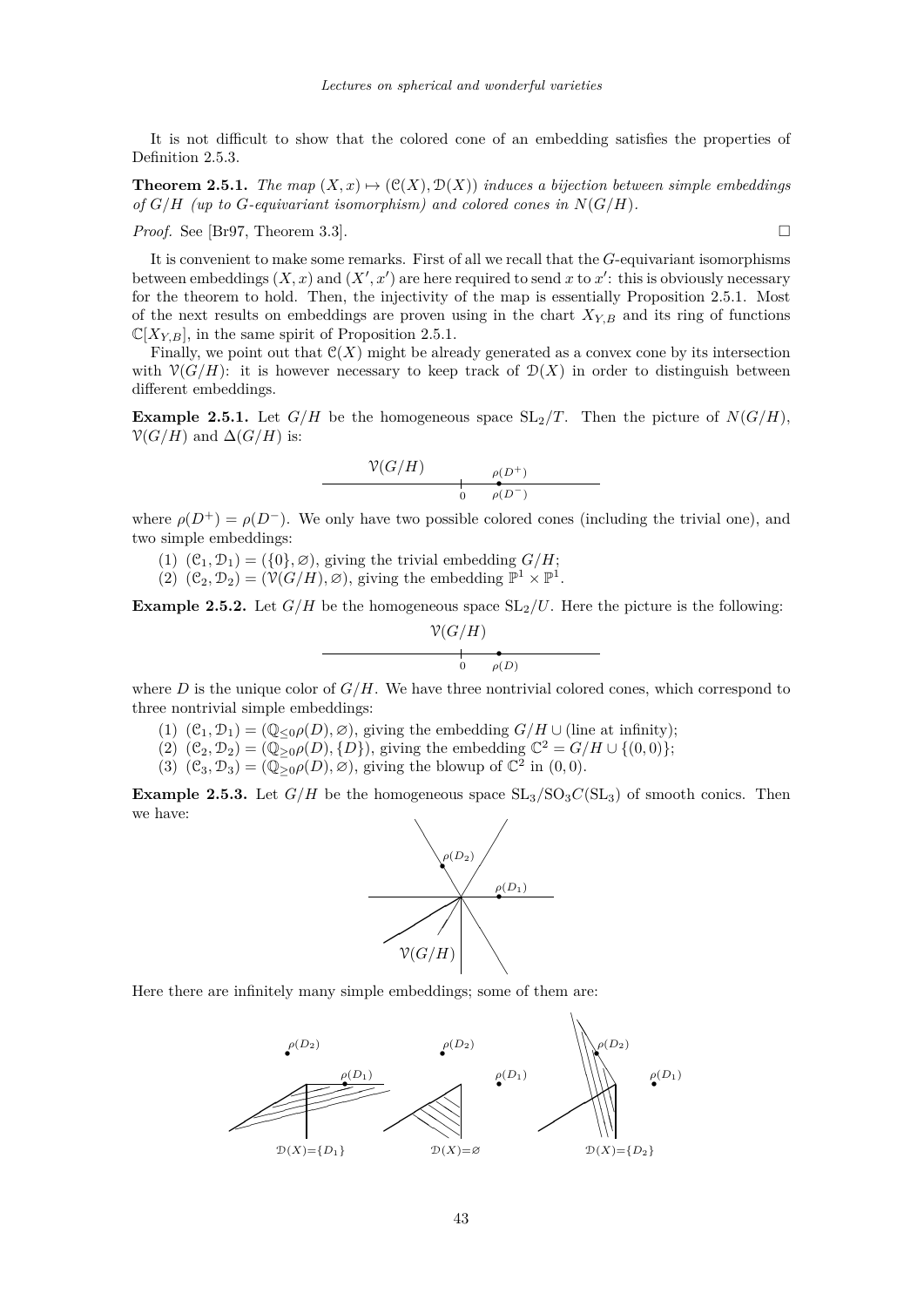It is not difficult to show that the colored cone of an embedding satisfies the properties of Definition 2.5.3.

**Theorem 2.5.1.** *The map $(X, x) \mapsto (\mathcal{C}(X), \mathcal{D}(X))$ induces a bijection between simple embeddings of $G/H$ (up to $G$-equivariant isomorphism) and colored cones in $N(G/H)$.*

*Proof.* See [Br97, Theorem 3.3]. □

It is convenient to make some remarks. First of all we recall that the $G$-equivariant isomorphisms between embeddings $(X, x)$ and $(X', x')$ are here required to send $x$ to $x'$: this is obviously necessary for the theorem to hold. Then, the injectivity of the map is essentially Proposition 2.5.1. Most of the next results on embeddings are proven using in the chart $X_{Y,B}$ and its ring of functions $\mathbb{C}[X_{Y,B}]$, in the same spirit of Proposition 2.5.1.

Finally, we point out that $\mathcal{C}(X)$ might be already generated as a convex cone by its intersection with $\mathcal{V}(G/H)$: it is however necessary to keep track of $\mathcal{D}(X)$ in order to distinguish between different embeddings.

**Example 2.5.1.** Let $G/H$ be the homogeneous space $\mathrm{SL}_2/T$. Then the picture of $N(G/H)$, $\mathcal{V}(G/H)$ and $\Delta(G/H)$ is:

where $\rho(D^+) = \rho(D^-)$. We only have two possible colored cones (including the trivial one), and two simple embeddings:

(1) $(\mathcal{C}_1, \mathcal{D}_1) = (\{0\}, \varnothing)$, giving the trivial embedding $G/H$;
(2) $(\mathcal{C}_2, \mathcal{D}_2) = (\mathcal{V}(G/H), \varnothing)$, giving the embedding $\mathbb{P}^1 \times \mathbb{P}^1$.

**Example 2.5.2.** Let $G/H$ be the homogeneous space $\mathrm{SL}_2/U$. Here the picture is the following:

where $D$ is the unique color of $G/H$. We have three nontrivial colored cones, which correspond to three nontrivial simple embeddings:

(1) $(\mathcal{C}_1, \mathcal{D}_1) = (\mathbb{Q}_{\leq 0}\rho(D), \varnothing)$, giving the embedding $G/H \cup$ (line at infinity);
(2) $(\mathcal{C}_2, \mathcal{D}_2) = (\mathbb{Q}_{\geq 0}\rho(D), \{D\})$, giving the embedding $\mathbb{C}^2 = G/H \cup \{(0, 0)\}$;
(3) $(\mathcal{C}_3, \mathcal{D}_3) = (\mathbb{Q}_{\geq 0}\rho(D), \varnothing)$, giving the blowup of $\mathbb{C}^2$ in $(0, 0)$.

**Example 2.5.3.** Let $G/H$ be the homogeneous space $\mathrm{SL}_3/\mathrm{SO}_3 C(\mathrm{SL}_3)$ of smooth conics. Then we have:

Here there are infinitely many simple embeddings; some of them are:

$\mathcal{D}(X) = \{D_1\}$ $\qquad$ $\mathcal{D}(X) = \varnothing$ $\qquad$ $\mathcal{D}(X) = \{D_2\}$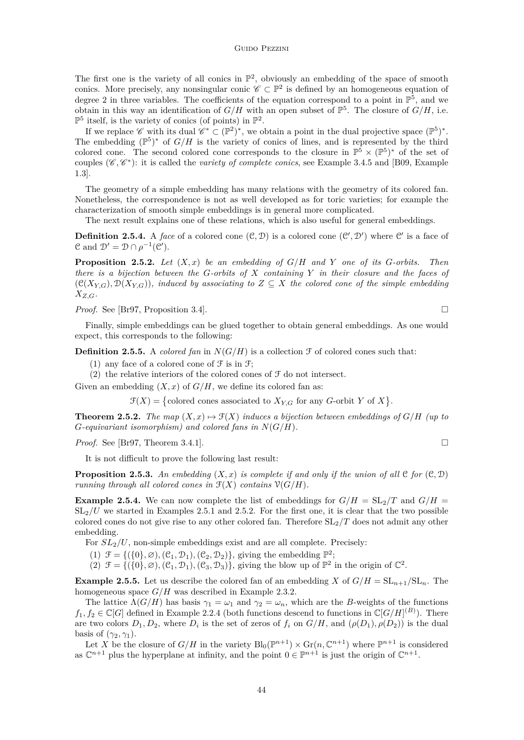The first one is the variety of all conics in $\mathbb{P}^2$, obviously an embedding of the space of smooth conics. More precisely, any nonsingular conic $\mathscr{C} \subset \mathbb{P}^2$ is defined by an homogeneous equation of degree 2 in three variables. The coefficients of the equation correspond to a point in $\mathbb{P}^5$, and we obtain in this way an identification of $G/H$ with an open subset of $\mathbb{P}^5$. The closure of $G/H$, i.e. $\mathbb{P}^5$ itself, is the variety of conics (of points) in $\mathbb{P}^2$.

If we replace $\mathscr{C}$ with its dual $\mathscr{C}^* \subset (\mathbb{P}^2)^*$, we obtain a point in the dual projective space $(\mathbb{P}^5)^*$. The embedding $(\mathbb{P}^5)^*$ of $G/H$ is the variety of conics of lines, and is represented by the third colored cone. The second colored cone corresponds to the closure in $\mathbb{P}^5 \times (\mathbb{P}^5)^*$ of the set of couples $(\mathscr{C}, \mathscr{C}^*)$: it is called the *variety of complete conics*, see Example 3.4.5 and [B09, Example 1.3].

The geometry of a simple embedding has many relations with the geometry of its colored fan. Nonetheless, the correspondence is not as well developed as for toric varieties; for example the characterization of smooth simple embeddings is in general more complicated.

The next result explains one of these relations, which is also useful for general embeddings.

**Definition 2.5.4.** A *face* of a colored cone $(\mathcal{C}, \mathcal{D})$ is a colored cone $(\mathcal{C}', \mathcal{D}')$ where $\mathcal{C}'$ is a face of $\mathcal{C}$ and $\mathcal{D}' = \mathcal{D} \cap \rho^{-1}(\mathcal{C}')$.

**Proposition 2.5.2.** *Let $(X, x)$ be an embedding of $G/H$ and $Y$ one of its $G$-orbits. Then there is a bijection between the $G$-orbits of $X$ containing $Y$ in their closure and the faces of $(\mathcal{C}(X_{Y,G}), \mathcal{D}(X_{Y,G}))$, induced by associating to $Z \subseteq X$ the colored cone of the simple embedding $X_{Z,G}$.*

*Proof.* See [Br97, Proposition 3.4]. □

Finally, simple embeddings can be glued together to obtain general embeddings. As one would expect, this corresponds to the following:

**Definition 2.5.5.** A *colored fan* in $N(G/H)$ is a collection $\mathcal{F}$ of colored cones such that:

(1) any face of a colored cone of $\mathcal{F}$ is in $\mathcal{F}$;
(2) the relative interiors of the colored cones of $\mathcal{F}$ do not intersect.

Given an embedding $(X, x)$ of $G/H$, we define its colored fan as:

$$\mathcal{F}(X) = \{\text{colored cones associated to } X_{Y,G} \text{ for any } G\text{-orbit } Y \text{ of } X\}.$$

**Theorem 2.5.2.** *The map $(X, x) \mapsto \mathcal{F}(X)$ induces a bijection between embeddings of $G/H$ (up to $G$-equivariant isomorphism) and colored fans in $N(G/H)$.*

*Proof.* See [Br97, Theorem 3.4.1]. □

It is not difficult to prove the following last result:

**Proposition 2.5.3.** *An embedding $(X, x)$ is complete if and only if the union of all $\mathcal{C}$ for $(\mathcal{C}, \mathcal{D})$ running through all colored cones in $\mathcal{F}(X)$ contains $\mathcal{V}(G/H)$.*

**Example 2.5.4.** We can now complete the list of embeddings for $G/H = \mathrm{SL}_2/T$ and $G/H = \mathrm{SL}_2/U$ we started in Examples 2.5.1 and 2.5.2. For the first one, it is clear that the two possible colored cones do not give rise to any other colored fan. Therefore $\mathrm{SL}_2/T$ does not admit any other embedding.

For $SL_2/U$, non-simple embeddings exist and are all complete. Precisely:

(1) $\mathcal{F} = \{(\{0\}, \varnothing), (\mathcal{C}_1, \mathcal{D}_1), (\mathcal{C}_2, \mathcal{D}_2)\}$, giving the embedding $\mathbb{P}^2$;
(2) $\mathcal{F} = \{(\{0\}, \varnothing), (\mathcal{C}_1, \mathcal{D}_1), (\mathcal{C}_3, \mathcal{D}_3)\}$, giving the blow up of $\mathbb{P}^2$ in the origin of $\mathbb{C}^2$.

**Example 2.5.5.** Let us describe the colored fan of an embedding $X$ of $G/H = \mathrm{SL}_{n+1}/\mathrm{SL}_n$. The homogeneous space $G/H$ was described in Example 2.3.2.

The lattice $\Lambda(G/H)$ has basis $\gamma_1 = \omega_1$ and $\gamma_2 = \omega_n$, which are the $B$-weights of the functions $f_1, f_2 \in \mathbb{C}[G]$ defined in Example 2.2.4 (both functions descend to functions in $\mathbb{C}[G/H]^{(B)}$). There are two colors $D_1, D_2$, where $D_i$ is the set of zeros of $f_i$ on $G/H$, and $(\rho(D_1), \rho(D_2))$ is the dual basis of $(\gamma_2, \gamma_1)$.

Let $X$ be the closure of $G/H$ in the variety $\mathrm{Bl}_0(\mathbb{P}^{n+1}) \times \mathrm{Gr}(n, \mathbb{C}^{n+1})$ where $\mathbb{P}^{n+1}$ is considered as $\mathbb{C}^{n+1}$ plus the hyperplane at infinity, and the point $0 \in \mathbb{P}^{n+1}$ is just the origin of $\mathbb{C}^{n+1}$.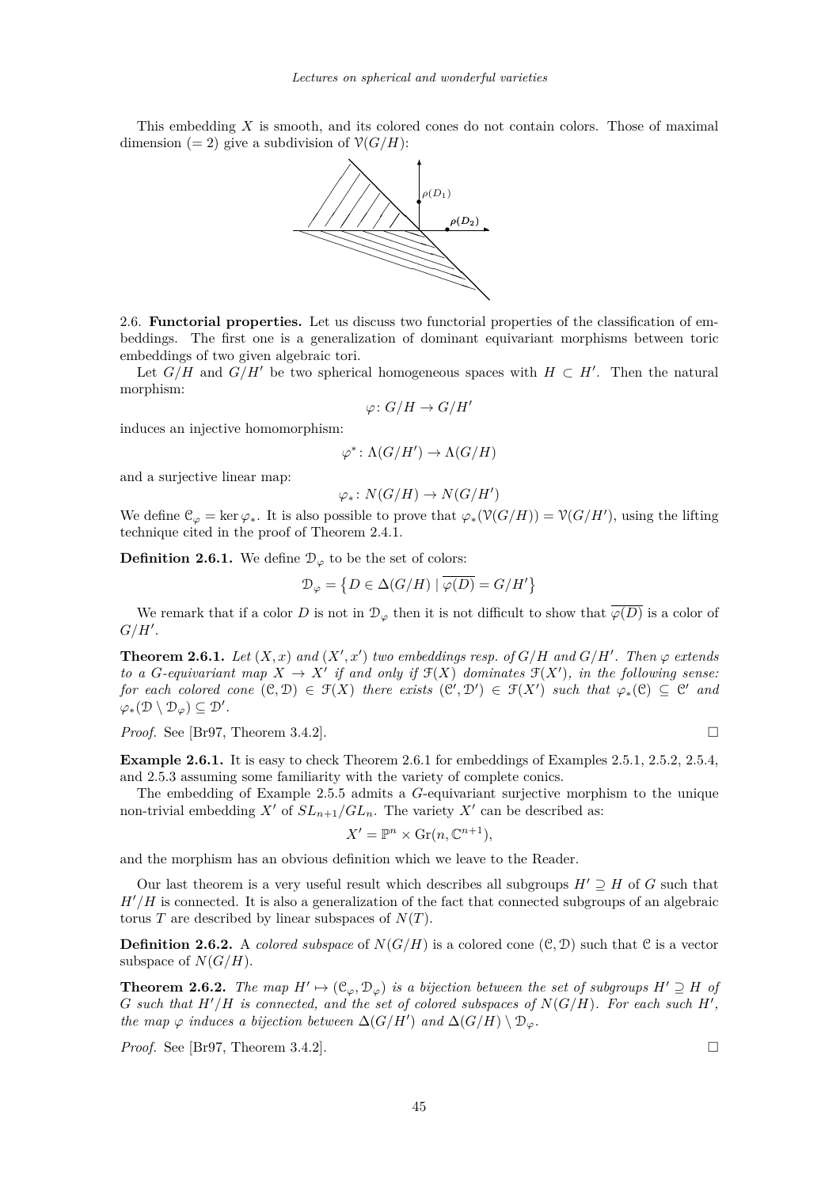This embedding $X$ is smooth, and its colored cones do not contain colors. Those of maximal dimension ($= 2$) give a subdivision of $\mathcal{V}(G/H)$:

2.6. **Functorial properties.** Let us discuss two functorial properties of the classification of embeddings. The first one is a generalization of dominant equivariant morphisms between toric embeddings of two given algebraic tori.

Let $G/H$ and $G/H'$ be two spherical homogeneous spaces with $H \subset H'$. Then the natural morphism:

$$\varphi\colon G/H \to G/H'$$

induces an injective homomorphism:

$$\varphi^*\colon \Lambda(G/H') \to \Lambda(G/H)$$

and a surjective linear map:

$$\varphi_*\colon N(G/H) \to N(G/H')$$

We define $\mathcal{C}_\varphi = \ker \varphi_*$. It is also possible to prove that $\varphi_*(\mathcal{V}(G/H)) = \mathcal{V}(G/H')$, using the lifting technique cited in the proof of Theorem 2.4.1.

**Definition 2.6.1.** We define $\mathcal{D}_\varphi$ to be the set of colors:

$$\mathcal{D}_\varphi = \left\{ D \in \Delta(G/H) \mid \overline{\varphi(D)} = G/H' \right\}$$

We remark that if a color $D$ is not in $\mathcal{D}_\varphi$ then it is not difficult to show that $\overline{\varphi(D)}$ is a color of $G/H'$.

**Theorem 2.6.1.** *Let $(X, x)$ and $(X', x')$ two embeddings resp. of $G/H$ and $G/H'$. Then $\varphi$ extends to a $G$-equivariant map $X \to X'$ if and only if $\mathcal{F}(X)$ dominates $\mathcal{F}(X')$, in the following sense: for each colored cone $(\mathcal{C}, \mathcal{D}) \in \mathcal{F}(X)$ there exists $(\mathcal{C}', \mathcal{D}') \in \mathcal{F}(X')$ such that $\varphi_*(\mathcal{C}) \subseteq \mathcal{C}'$ and $\varphi_*(\mathcal{D} \setminus \mathcal{D}_\varphi) \subseteq \mathcal{D}'$.*

*Proof.* See [Br97, Theorem 3.4.2]. □

**Example 2.6.1.** It is easy to check Theorem 2.6.1 for embeddings of Examples 2.5.1, 2.5.2, 2.5.4, and 2.5.3 assuming some familiarity with the variety of complete conics.

The embedding of Example 2.5.5 admits a $G$-equivariant surjective morphism to the unique non-trivial embedding $X'$ of $SL_{n+1}/GL_n$. The variety $X'$ can be described as:

$$X' = \mathbb{P}^n \times \mathrm{Gr}(n, \mathbb{C}^{n+1}),$$

and the morphism has an obvious definition which we leave to the Reader.

Our last theorem is a very useful result which describes all subgroups $H' \supseteq H$ of $G$ such that $H'/H$ is connected. It is also a generalization of the fact that connected subgroups of an algebraic torus $T$ are described by linear subspaces of $N(T)$.

**Definition 2.6.2.** A *colored subspace* of $N(G/H)$ is a colored cone $(\mathcal{C}, \mathcal{D})$ such that $\mathcal{C}$ is a vector subspace of $N(G/H)$.

**Theorem 2.6.2.** *The map $H' \mapsto (\mathcal{C}_\varphi, \mathcal{D}_\varphi)$ is a bijection between the set of subgroups $H' \supseteq H$ of $G$ such that $H'/H$ is connected, and the set of colored subspaces of $N(G/H)$. For each such $H'$, the map $\varphi$ induces a bijection between $\Delta(G/H')$ and $\Delta(G/H) \setminus \mathcal{D}_\varphi$.*

*Proof.* See [Br97, Theorem 3.4.2]. □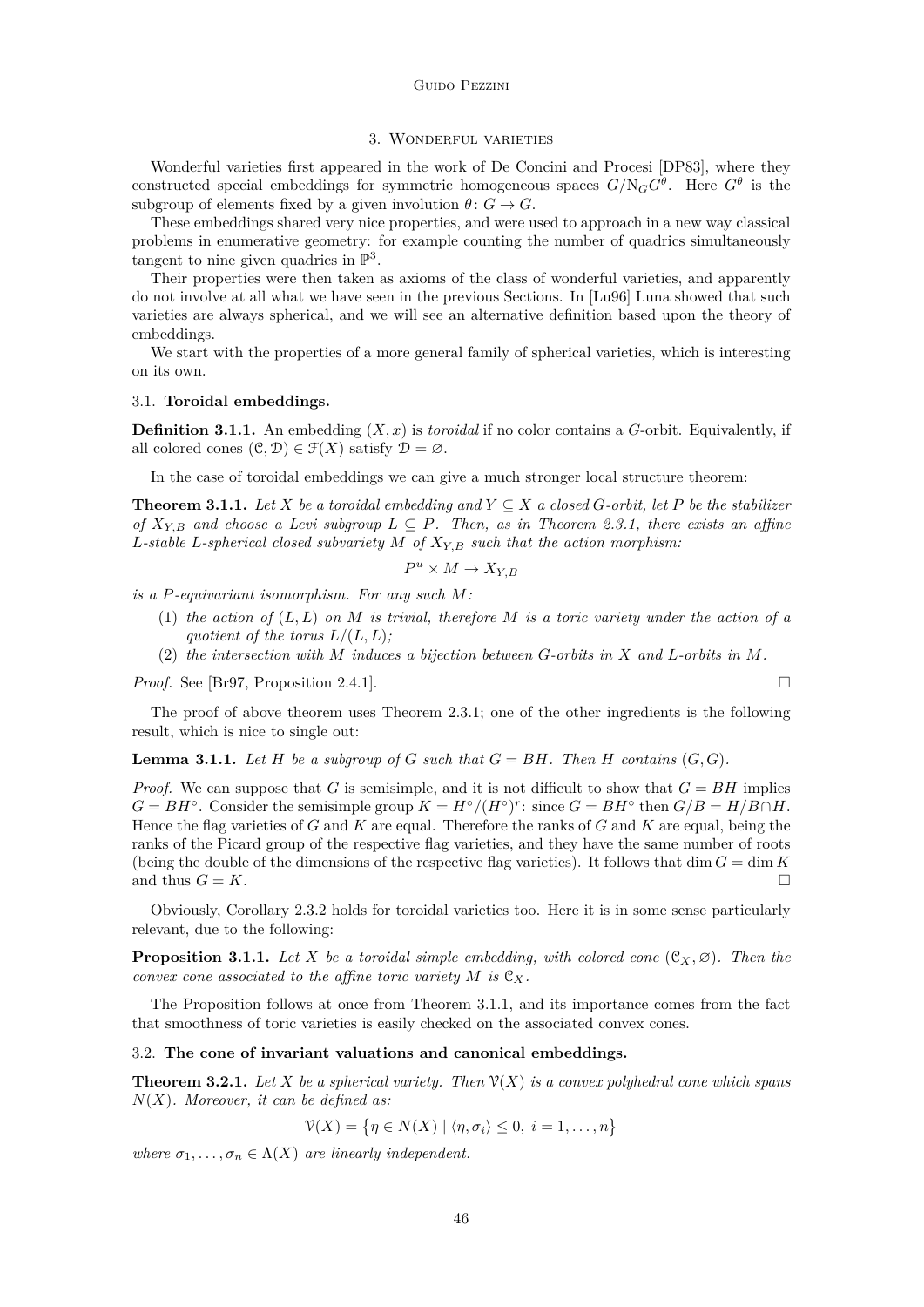## 3. Wonderful varieties

Wonderful varieties first appeared in the work of De Concini and Procesi [DP83], where they constructed special embeddings for symmetric homogeneous spaces $G/\mathrm{N}_G G^\theta$. Here $G^\theta$ is the subgroup of elements fixed by a given involution $\theta\colon G\to G$.

These embeddings shared very nice properties, and were used to approach in a new way classical problems in enumerative geometry: for example counting the number of quadrics simultaneously tangent to nine given quadrics in $\mathbb{P}^3$.

Their properties were then taken as axioms of the class of wonderful varieties, and apparently do not involve at all what we have seen in the previous Sections. In [Lu96] Luna showed that such varieties are always spherical, and we will see an alternative definition based upon the theory of embeddings.

We start with the properties of a more general family of spherical varieties, which is interesting on its own.

### 3.1. Toroidal embeddings.

**Definition 3.1.1.** An embedding $(X,x)$ is *toroidal* if no color contains a $G$-orbit. Equivalently, if all colored cones $(\mathcal{C},\mathcal{D})\in\mathcal{F}(X)$ satisfy $\mathcal{D}=\varnothing$.

In the case of toroidal embeddings we can give a much stronger local structure theorem:

**Theorem 3.1.1.** *Let $X$ be a toroidal embedding and $Y\subseteq X$ a closed $G$-orbit, let $P$ be the stabilizer of $X_{Y,B}$ and choose a Levi subgroup $L\subseteq P$. Then, as in Theorem 2.3.1, there exists an affine $L$-stable $L$-spherical closed subvariety $M$ of $X_{Y,B}$ such that the action morphism:*

$$P^u\times M\to X_{Y,B}$$

*is a $P$-equivariant isomorphism. For any such $M$:*

1. *the action of $(L,L)$ on $M$ is trivial, therefore $M$ is a toric variety under the action of a quotient of the torus $L/(L,L)$;*
2. *the intersection with $M$ induces a bijection between $G$-orbits in $X$ and $L$-orbits in $M$.*

*Proof.* See [Br97, Proposition 2.4.1]. □

The proof of above theorem uses Theorem 2.3.1; one of the other ingredients is the following result, which is nice to single out:

**Lemma 3.1.1.** *Let $H$ be a subgroup of $G$ such that $G=BH$. Then $H$ contains $(G,G)$.*

*Proof.* We can suppose that $G$ is semisimple, and it is not difficult to show that $G=BH$ implies $G=BH^\circ$. Consider the semisimple group $K=H^\circ/(H^\circ)^r$: since $G=BH^\circ$ then $G/B=H/B\cap H$. Hence the flag varieties of $G$ and $K$ are equal. Therefore the ranks of $G$ and $K$ are equal, being the ranks of the Picard group of the respective flag varieties, and they have the same number of roots (being the double of the dimensions of the respective flag varieties). It follows that $\dim G=\dim K$ and thus $G=K$. □

Obviously, Corollary 2.3.2 holds for toroidal varieties too. Here it is in some sense particularly relevant, due to the following:

**Proposition 3.1.1.** *Let $X$ be a toroidal simple embedding, with colored cone $(\mathcal{C}_X,\varnothing)$. Then the convex cone associated to the affine toric variety $M$ is $\mathcal{C}_X$.*

The Proposition follows at once from Theorem 3.1.1, and its importance comes from the fact that smoothness of toric varieties is easily checked on the associated convex cones.

### 3.2. The cone of invariant valuations and canonical embeddings.

**Theorem 3.2.1.** *Let $X$ be a spherical variety. Then $\mathcal{V}(X)$ is a convex polyhedral cone which spans $N(X)$. Moreover, it can be defined as:*

$$\mathcal{V}(X)=\big\{\eta\in N(X)\mid\langle\eta,\sigma_i\rangle\leq 0,\ i=1,\dots,n\big\}$$

*where $\sigma_1,\dots,\sigma_n\in\Lambda(X)$ are linearly independent.*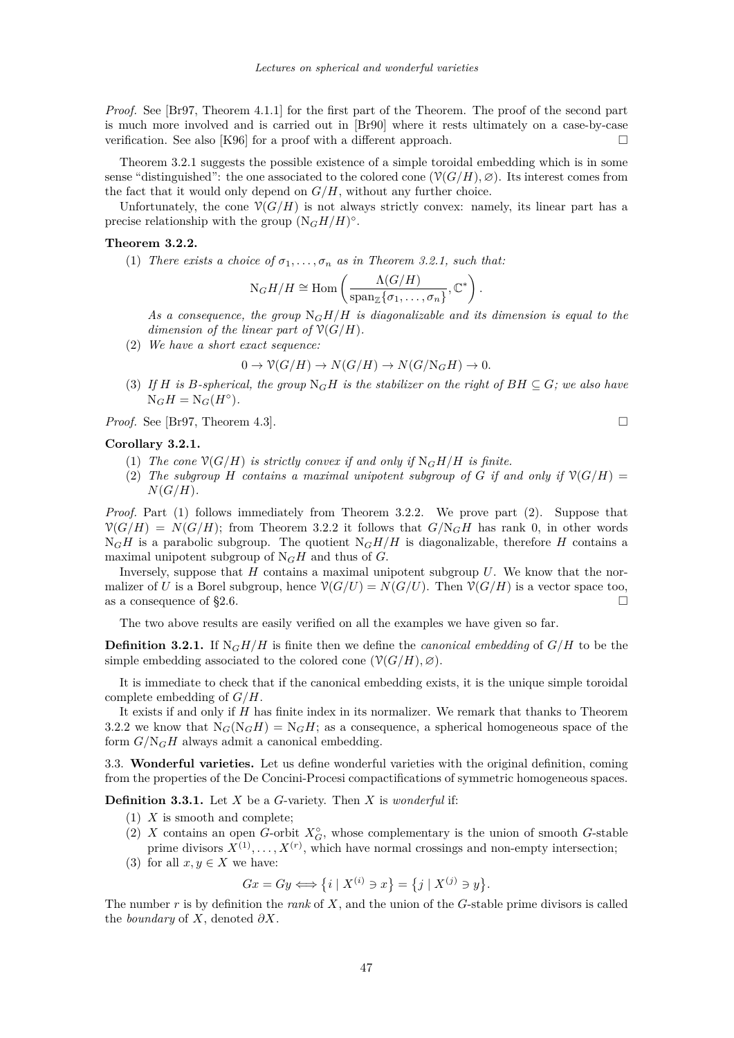*Proof.* See [Br97, Theorem 4.1.1] for the first part of the Theorem. The proof of the second part is much more involved and is carried out in [Br90] where it rests ultimately on a case-by-case verification. See also [K96] for a proof with a different approach. □

Theorem 3.2.1 suggests the possible existence of a simple toroidal embedding which is in some sense "distinguished": the one associated to the colored cone $(\mathcal{V}(G/H), \varnothing)$. Its interest comes from the fact that it would only depend on $G/H$, without any further choice.

Unfortunately, the cone $\mathcal{V}(G/H)$ is not always strictly convex: namely, its linear part has a precise relationship with the group $(\mathrm{N}_G H/H)^\circ$.

**Theorem 3.2.2.**

(1) *There exists a choice of $\sigma_1, \ldots, \sigma_n$ as in Theorem 3.2.1, such that:*
$$\mathrm{N}_G H/H \cong \mathrm{Hom}\left(\frac{\Lambda(G/H)}{\mathrm{span}_{\mathbb{Z}}\{\sigma_1, \ldots, \sigma_n\}}, \mathbb{C}^*\right).$$
*As a consequence, the group $\mathrm{N}_G H/H$ is diagonalizable and its dimension is equal to the dimension of the linear part of $\mathcal{V}(G/H)$.*

(2) *We have a short exact sequence:*
$$0 \to \mathcal{V}(G/H) \to N(G/H) \to N(G/\mathrm{N}_G H) \to 0.$$

(3) *If $H$ is $B$-spherical, the group $\mathrm{N}_G H$ is the stabilizer on the right of $BH \subseteq G$; we also have $\mathrm{N}_G H = \mathrm{N}_G(H^\circ)$.*

*Proof.* See [Br97, Theorem 4.3]. □

**Corollary 3.2.1.**

(1) *The cone $\mathcal{V}(G/H)$ is strictly convex if and only if $\mathrm{N}_G H/H$ is finite.*

(2) *The subgroup $H$ contains a maximal unipotent subgroup of $G$ if and only if $\mathcal{V}(G/H) = N(G/H)$.*

*Proof.* Part (1) follows immediately from Theorem 3.2.2. We prove part (2). Suppose that $\mathcal{V}(G/H) = N(G/H)$; from Theorem 3.2.2 it follows that $G/\mathrm{N}_G H$ has rank 0, in other words $\mathrm{N}_G H$ is a parabolic subgroup. The quotient $\mathrm{N}_G H/H$ is diagonalizable, therefore $H$ contains a maximal unipotent subgroup of $\mathrm{N}_G H$ and thus of $G$.

Inversely, suppose that $H$ contains a maximal unipotent subgroup $U$. We know that the normalizer of $U$ is a Borel subgroup, hence $\mathcal{V}(G/U) = N(G/U)$. Then $\mathcal{V}(G/H)$ is a vector space too, as a consequence of §2.6. □

The two above results are easily verified on all the examples we have given so far.

**Definition 3.2.1.** If $\mathrm{N}_G H/H$ is finite then we define the *canonical embedding* of $G/H$ to be the simple embedding associated to the colored cone $(\mathcal{V}(G/H), \varnothing)$.

It is immediate to check that if the canonical embedding exists, it is the unique simple toroidal complete embedding of $G/H$.

It exists if and only if $H$ has finite index in its normalizer. We remark that thanks to Theorem 3.2.2 we know that $\mathrm{N}_G(\mathrm{N}_G H) = \mathrm{N}_G H$; as a consequence, a spherical homogeneous space of the form $G/\mathrm{N}_G H$ always admit a canonical embedding.

3.3. **Wonderful varieties.** Let us define wonderful varieties with the original definition, coming from the properties of the De Concini-Procesi compactifications of symmetric homogeneous spaces.

**Definition 3.3.1.** Let $X$ be a $G$-variety. Then $X$ is *wonderful* if:

(1) $X$ is smooth and complete;

(2) $X$ contains an open $G$-orbit $X_G^\circ$, whose complementary is the union of smooth $G$-stable prime divisors $X^{(1)}, \ldots, X^{(r)}$, which have normal crossings and non-empty intersection;

(3) for all $x, y \in X$ we have:
$$Gx = Gy \Longleftrightarrow \{i \mid X^{(i)} \ni x\} = \{j \mid X^{(j)} \ni y\}.$$

The number $r$ is by definition the *rank* of $X$, and the union of the $G$-stable prime divisors is called the *boundary* of $X$, denoted $\partial X$.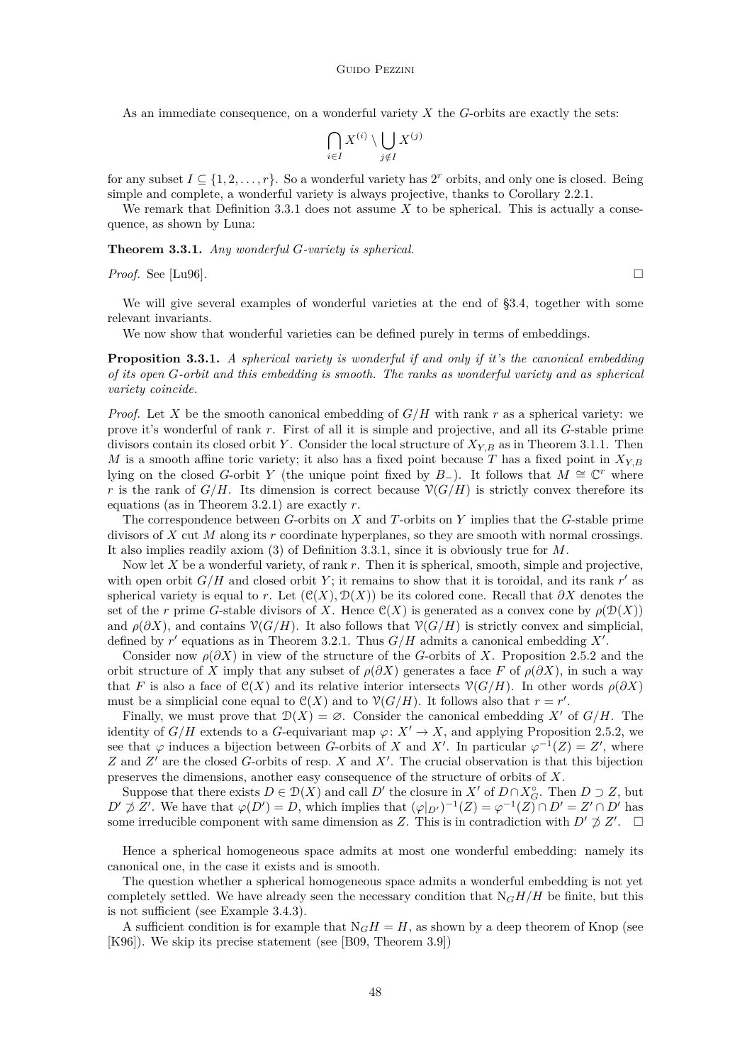As an immediate consequence, on a wonderful variety $X$ the $G$-orbits are exactly the sets:

$$\bigcap_{i \in I} X^{(i)} \setminus \bigcup_{j \notin I} X^{(j)}$$

for any subset $I \subseteq \{1, 2, \ldots, r\}$. So a wonderful variety has $2^r$ orbits, and only one is closed. Being simple and complete, a wonderful variety is always projective, thanks to Corollary 2.2.1.

We remark that Definition 3.3.1 does not assume $X$ to be spherical. This is actually a consequence, as shown by Luna:

**Theorem 3.3.1.** *Any wonderful $G$-variety is spherical.*

*Proof.* See [Lu96]. □

We will give several examples of wonderful varieties at the end of §3.4, together with some relevant invariants.

We now show that wonderful varieties can be defined purely in terms of embeddings.

**Proposition 3.3.1.** *A spherical variety is wonderful if and only if it's the canonical embedding of its open $G$-orbit and this embedding is smooth. The ranks as wonderful variety and as spherical variety coincide.*

*Proof.* Let $X$ be the smooth canonical embedding of $G/H$ with rank $r$ as a spherical variety: we prove it's wonderful of rank $r$. First of all it is simple and projective, and all its $G$-stable prime divisors contain its closed orbit $Y$. Consider the local structure of $X_{Y,B}$ as in Theorem 3.1.1. Then $M$ is a smooth affine toric variety; it also has a fixed point because $T$ has a fixed point in $X_{Y,B}$ lying on the closed $G$-orbit $Y$ (the unique point fixed by $B_-$). It follows that $M \cong \mathbb{C}^r$ where $r$ is the rank of $G/H$. Its dimension is correct because $\mathcal{V}(G/H)$ is strictly convex therefore its equations (as in Theorem 3.2.1) are exactly $r$.

The correspondence between $G$-orbits on $X$ and $T$-orbits on $Y$ implies that the $G$-stable prime divisors of $X$ cut $M$ along its $r$ coordinate hyperplanes, so they are smooth with normal crossings. It also implies readily axiom (3) of Definition 3.3.1, since it is obviously true for $M$.

Now let $X$ be a wonderful variety, of rank $r$. Then it is spherical, smooth, simple and projective, with open orbit $G/H$ and closed orbit $Y$; it remains to show that it is toroidal, and its rank $r'$ as spherical variety is equal to $r$. Let $(\mathcal{C}(X), \mathcal{D}(X))$ be its colored cone. Recall that $\partial X$ denotes the set of the $r$ prime $G$-stable divisors of $X$. Hence $\mathcal{C}(X)$ is generated as a convex cone by $\rho(\mathcal{D}(X))$ and $\rho(\partial X)$, and contains $\mathcal{V}(G/H)$. It also follows that $\mathcal{V}(G/H)$ is strictly convex and simplicial, defined by $r'$ equations as in Theorem 3.2.1. Thus $G/H$ admits a canonical embedding $X'$.

Consider now $\rho(\partial X)$ in view of the structure of the $G$-orbits of $X$. Proposition 2.5.2 and the orbit structure of $X$ imply that any subset of $\rho(\partial X)$ generates a face $F$ of $\rho(\partial X)$, in such a way that $F$ is also a face of $\mathcal{C}(X)$ and its relative interior intersects $\mathcal{V}(G/H)$. In other words $\rho(\partial X)$ must be a simplicial cone equal to $\mathcal{C}(X)$ and to $\mathcal{V}(G/H)$. It follows also that $r = r'$.

Finally, we must prove that $\mathcal{D}(X) = \varnothing$. Consider the canonical embedding $X'$ of $G/H$. The identity of $G/H$ extends to a $G$-equivariant map $\varphi \colon X' \to X$, and applying Proposition 2.5.2, we see that $\varphi$ induces a bijection between $G$-orbits of $X$ and $X'$. In particular $\varphi^{-1}(Z) = Z'$, where $Z$ and $Z'$ are the closed $G$-orbits of resp. $X$ and $X'$. The crucial observation is that this bijection preserves the dimensions, another easy consequence of the structure of orbits of $X$.

Suppose that there exists $D \in \mathcal{D}(X)$ and call $D'$ the closure in $X'$ of $D \cap X^\circ_G$. Then $D \supset Z$, but $D' \not\supset Z'$. We have that $\varphi(D') = D$, which implies that $(\varphi|_{D'})^{-1}(Z) = \varphi^{-1}(Z) \cap D' = Z' \cap D'$ has some irreducible component with same dimension as $Z$. This is in contradiction with $D' \not\supset Z'$. □

Hence a spherical homogeneous space admits at most one wonderful embedding: namely its canonical one, in the case it exists and is smooth.

The question whether a spherical homogeneous space admits a wonderful embedding is not yet completely settled. We have already seen the necessary condition that $\mathrm{N}_G H/H$ be finite, but this is not sufficient (see Example 3.4.3).

A sufficient condition is for example that $\mathrm{N}_G H = H$, as shown by a deep theorem of Knop (see [K96]). We skip its precise statement (see [B09, Theorem 3.9])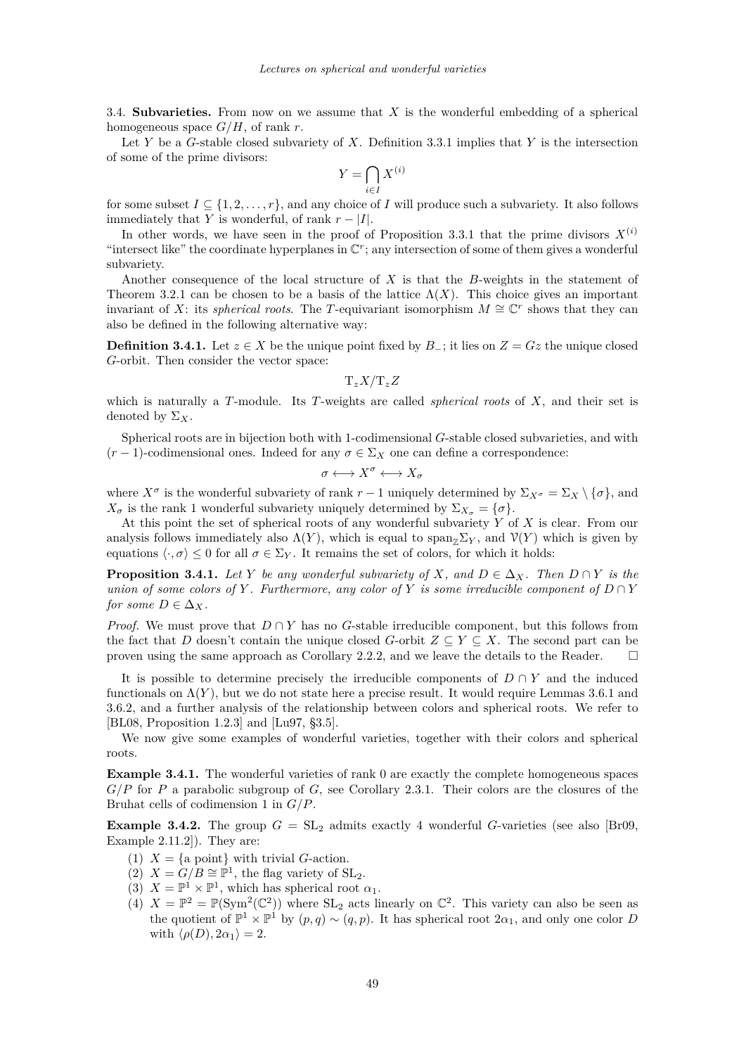3.4. **Subvarieties.** From now on we assume that $X$ is the wonderful embedding of a spherical homogeneous space $G/H$, of rank $r$.

Let $Y$ be a $G$-stable closed subvariety of $X$. Definition 3.3.1 implies that $Y$ is the intersection of some of the prime divisors:

$$Y = \bigcap_{i \in I} X^{(i)}$$

for some subset $I \subseteq \{1, 2, \ldots, r\}$, and any choice of $I$ will produce such a subvariety. It also follows immediately that $Y$ is wonderful, of rank $r - |I|$.

In other words, we have seen in the proof of Proposition 3.3.1 that the prime divisors $X^{(i)}$ "intersect like" the coordinate hyperplanes in $\mathbb{C}^r$; any intersection of some of them gives a wonderful subvariety.

Another consequence of the local structure of $X$ is that the $B$-weights in the statement of Theorem 3.2.1 can be chosen to be a basis of the lattice $\Lambda(X)$. This choice gives an important invariant of $X$: its *spherical roots*. The $T$-equivariant isomorphism $M \cong \mathbb{C}^r$ shows that they can also be defined in the following alternative way:

**Definition 3.4.1.** Let $z \in X$ be the unique point fixed by $B_-$; it lies on $Z = Gz$ the unique closed $G$-orbit. Then consider the vector space:

$$\mathrm{T}_z X / \mathrm{T}_z Z$$

which is naturally a $T$-module. Its $T$-weights are called *spherical roots* of $X$, and their set is denoted by $\Sigma_X$.

Spherical roots are in bijection both with 1-codimensional $G$-stable closed subvarieties, and with $(r-1)$-codimensional ones. Indeed for any $\sigma \in \Sigma_X$ one can define a correspondence:

$$\sigma \longleftrightarrow X^\sigma \longleftrightarrow X_\sigma$$

where $X^\sigma$ is the wonderful subvariety of rank $r-1$ uniquely determined by $\Sigma_{X^\sigma} = \Sigma_X \setminus \{\sigma\}$, and $X_\sigma$ is the rank 1 wonderful subvariety uniquely determined by $\Sigma_{X_\sigma} = \{\sigma\}$.

At this point the set of spherical roots of any wonderful subvariety $Y$ of $X$ is clear. From our analysis follows immediately also $\Lambda(Y)$, which is equal to $\mathrm{span}_{\mathbb{Z}} \Sigma_Y$, and $\mathcal{V}(Y)$ which is given by equations $\langle \cdot, \sigma \rangle \leq 0$ for all $\sigma \in \Sigma_Y$. It remains the set of colors, for which it holds:

**Proposition 3.4.1.** *Let $Y$ be any wonderful subvariety of $X$, and $D \in \Delta_X$. Then $D \cap Y$ is the union of some colors of $Y$. Furthermore, any color of $Y$ is some irreducible component of $D \cap Y$ for some $D \in \Delta_X$.*

*Proof.* We must prove that $D \cap Y$ has no $G$-stable irreducible component, but this follows from the fact that $D$ doesn't contain the unique closed $G$-orbit $Z \subseteq Y \subseteq X$. The second part can be proven using the same approach as Corollary 2.2.2, and we leave the details to the Reader. □

It is possible to determine precisely the irreducible components of $D \cap Y$ and the induced functionals on $\Lambda(Y)$, but we do not state here a precise result. It would require Lemmas 3.6.1 and 3.6.2, and a further analysis of the relationship between colors and spherical roots. We refer to [BL08, Proposition 1.2.3] and [Lu97, §3.5].

We now give some examples of wonderful varieties, together with their colors and spherical roots.

**Example 3.4.1.** The wonderful varieties of rank 0 are exactly the complete homogeneous spaces $G/P$ for $P$ a parabolic subgroup of $G$, see Corollary 2.3.1. Their colors are the closures of the Bruhat cells of codimension 1 in $G/P$.

**Example 3.4.2.** The group $G = \mathrm{SL}_2$ admits exactly 4 wonderful $G$-varieties (see also [Br09, Example 2.11.2]). They are:

1. $X = \{\text{a point}\}$ with trivial $G$-action.
2. $X = G/B \cong \mathbb{P}^1$, the flag variety of $\mathrm{SL}_2$.
3. $X = \mathbb{P}^1 \times \mathbb{P}^1$, which has spherical root $\alpha_1$.
4. $X = \mathbb{P}^2 = \mathbb{P}(\mathrm{Sym}^2(\mathbb{C}^2))$ where $\mathrm{SL}_2$ acts linearly on $\mathbb{C}^2$. This variety can also be seen as the quotient of $\mathbb{P}^1 \times \mathbb{P}^1$ by $(p, q) \sim (q, p)$. It has spherical root $2\alpha_1$, and only one color $D$ with $\langle \rho(D), 2\alpha_1 \rangle = 2$.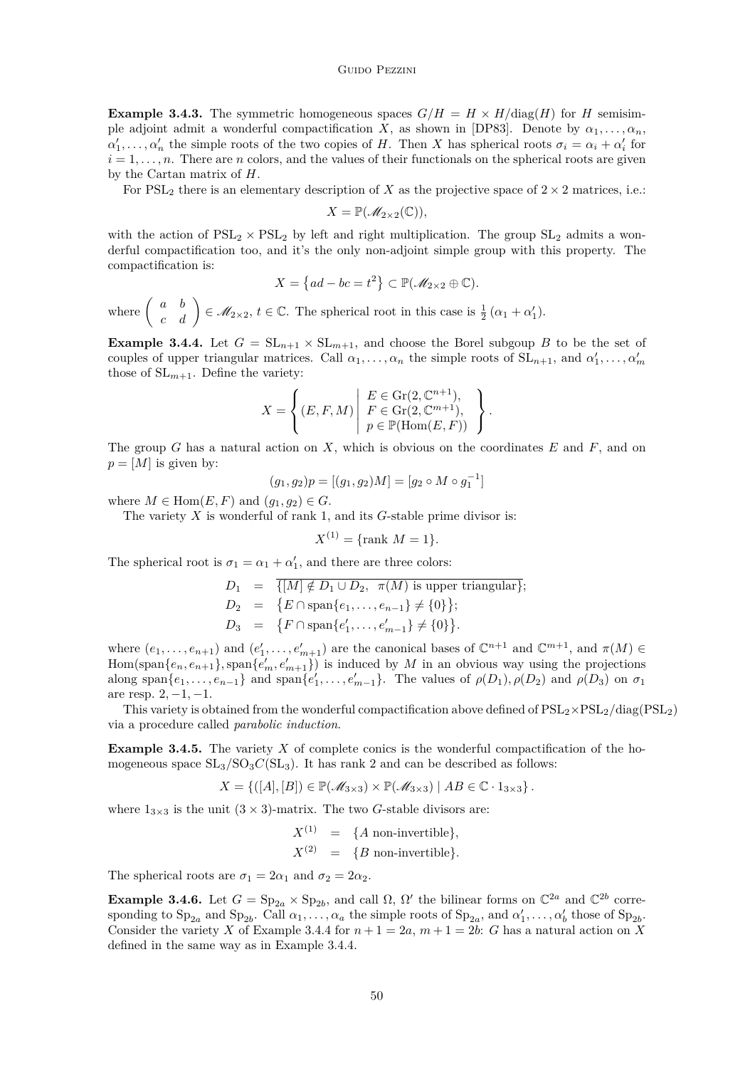**Example 3.4.3.** The symmetric homogeneous spaces $G/H = H \times H/\mathrm{diag}(H)$ for $H$ semisimple adjoint admit a wonderful compactification $X$, as shown in [DP83]. Denote by $\alpha_1, \ldots, \alpha_n$, $\alpha'_1, \ldots, \alpha'_n$ the simple roots of the two copies of $H$. Then $X$ has spherical roots $\sigma_i = \alpha_i + \alpha'_i$ for $i = 1, \ldots, n$. There are $n$ colors, and the values of their functionals on the spherical roots are given by the Cartan matrix of $H$.

For $\mathrm{PSL}_2$ there is an elementary description of $X$ as the projective space of $2 \times 2$ matrices, i.e.:

$$X = \mathbb{P}(\mathscr{M}_{2\times 2}(\mathbb{C})),$$

with the action of $\mathrm{PSL}_2 \times \mathrm{PSL}_2$ by left and right multiplication. The group $\mathrm{SL}_2$ admits a wonderful compactification too, and it's the only non-adjoint simple group with this property. The compactification is:

$$X = \left\{ad - bc = t^2\right\} \subset \mathbb{P}(\mathscr{M}_{2\times 2} \oplus \mathbb{C}).$$

where $\begin{pmatrix} a & b \\ c & d \end{pmatrix} \in \mathscr{M}_{2\times 2}$, $t \in \mathbb{C}$. The spherical root in this case is $\frac{1}{2}(\alpha_1 + \alpha'_1)$.

**Example 3.4.4.** Let $G = \mathrm{SL}_{n+1} \times \mathrm{SL}_{m+1}$, and choose the Borel subgoup $B$ to be the set of couples of upper triangular matrices. Call $\alpha_1, \ldots, \alpha_n$ the simple roots of $\mathrm{SL}_{n+1}$, and $\alpha'_1, \ldots, \alpha'_m$ those of $\mathrm{SL}_{m+1}$. Define the variety:

$$X = \left\{ (E, F, M) \;\middle|\; \begin{array}{l} E \in \mathrm{Gr}(2, \mathbb{C}^{n+1}), \\ F \in \mathrm{Gr}(2, \mathbb{C}^{m+1}), \\ p \in \mathbb{P}(\mathrm{Hom}(E, F)) \end{array} \right\}.$$

The group $G$ has a natural action on $X$, which is obvious on the coordinates $E$ and $F$, and on $p = [M]$ is given by:

$$(g_1, g_2)p = [(g_1, g_2)M] = [g_2 \circ M \circ g_1^{-1}]$$

where $M \in \mathrm{Hom}(E, F)$ and $(g_1, g_2) \in G$.

The variety $X$ is wonderful of rank 1, and its $G$-stable prime divisor is:

$$X^{(1)} = \{\text{rank } M = 1\}.$$

The spherical root is $\sigma_1 = \alpha_1 + \alpha'_1$, and there are three colors:

$$\begin{array}{rcl} D_1 & = & \overline{\{[M] \notin D_1 \cup D_2,\ \ \pi(M) \text{ is upper triangular}\}}; \\ D_2 & = & \left\{E \cap \mathrm{span}\{e_1, \ldots, e_{n-1}\} \neq \{0\}\right\}; \\ D_3 & = & \left\{F \cap \mathrm{span}\{e'_1, \ldots, e'_{m-1}\} \neq \{0\}\right\}. \end{array}$$

where $(e_1, \ldots, e_{n+1})$ and $(e'_1, \ldots, e'_{m+1})$ are the canonical bases of $\mathbb{C}^{n+1}$ and $\mathbb{C}^{m+1}$, and $\pi(M) \in \mathrm{Hom}(\mathrm{span}\{e_n, e_{n+1}\}, \mathrm{span}\{e'_m, e'_{m+1}\})$ is induced by $M$ in an obvious way using the projections along $\mathrm{span}\{e_1, \ldots, e_{n-1}\}$ and $\mathrm{span}\{e'_1, \ldots, e'_{m-1}\}$. The values of $\rho(D_1), \rho(D_2)$ and $\rho(D_3)$ on $\sigma_1$ are resp. $2, -1, -1$.

This variety is obtained from the wonderful compactification above defined of $\mathrm{PSL}_2 \times \mathrm{PSL}_2/\mathrm{diag}(\mathrm{PSL}_2)$ via a procedure called *parabolic induction*.

**Example 3.4.5.** The variety $X$ of complete conics is the wonderful compactification of the homogeneous space $\mathrm{SL}_3/\mathrm{SO}_3 C(\mathrm{SL}_3)$. It has rank 2 and can be described as follows:

$$X = \left\{([A], [B]) \in \mathbb{P}(\mathscr{M}_{3\times 3}) \times \mathbb{P}(\mathscr{M}_{3\times 3}) \mid AB \in \mathbb{C} \cdot 1_{3\times 3}\right\}.$$

where $1_{3\times 3}$ is the unit $(3 \times 3)$-matrix. The two $G$-stable divisors are:

$$\begin{array}{rcl} X^{(1)} & = & \{A \text{ non-invertible}\}, \\ X^{(2)} & = & \{B \text{ non-invertible}\}. \end{array}$$

The spherical roots are $\sigma_1 = 2\alpha_1$ and $\sigma_2 = 2\alpha_2$.

**Example 3.4.6.** Let $G = \mathrm{Sp}_{2a} \times \mathrm{Sp}_{2b}$, and call $\Omega$, $\Omega'$ the bilinear forms on $\mathbb{C}^{2a}$ and $\mathbb{C}^{2b}$ corresponding to $\mathrm{Sp}_{2a}$ and $\mathrm{Sp}_{2b}$. Call $\alpha_1, \ldots, \alpha_a$ the simple roots of $\mathrm{Sp}_{2a}$, and $\alpha'_1, \ldots, \alpha'_b$ those of $\mathrm{Sp}_{2b}$. Consider the variety $X$ of Example 3.4.4 for $n + 1 = 2a$, $m + 1 = 2b$: $G$ has a natural action on $X$ defined in the same way as in Example 3.4.4.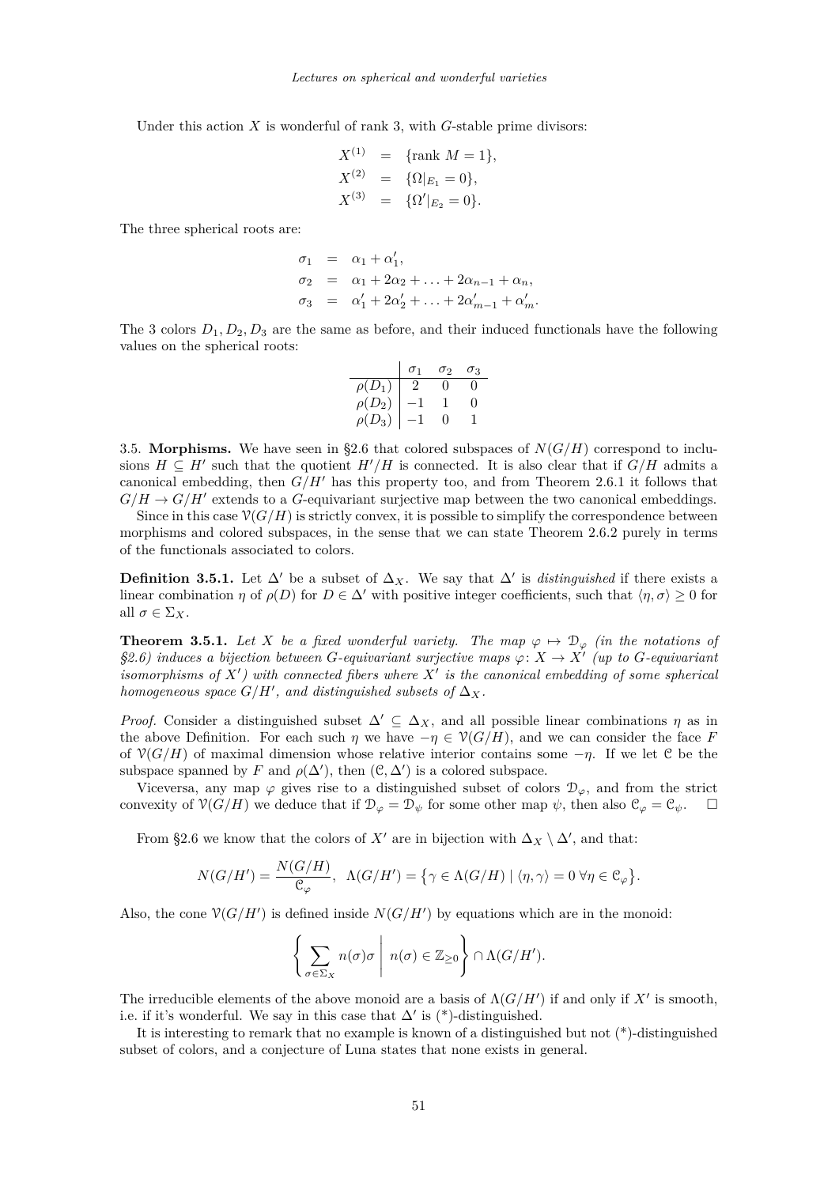Under this action $X$ is wonderful of rank 3, with $G$-stable prime divisors:

$$
\begin{aligned}
X^{(1)} &= \{\text{rank } M = 1\}, \\
X^{(2)} &= \{\Omega|_{E_1} = 0\}, \\
X^{(3)} &= \{\Omega'|_{E_2} = 0\}.
\end{aligned}
$$

The three spherical roots are:

$$
\begin{aligned}
\sigma_1 &= \alpha_1 + \alpha'_1, \\
\sigma_2 &= \alpha_1 + 2\alpha_2 + \ldots + 2\alpha_{n-1} + \alpha_n, \\
\sigma_3 &= \alpha'_1 + 2\alpha'_2 + \ldots + 2\alpha'_{m-1} + \alpha'_m.
\end{aligned}
$$

The 3 colors $D_1, D_2, D_3$ are the same as before, and their induced functionals have the following values on the spherical roots:

| | $\sigma_1$ | $\sigma_2$ | $\sigma_3$ |
|---|---|---|---|
| $\rho(D_1)$ | 2 | 0 | 0 |
| $\rho(D_2)$ | $-1$ | 1 | 0 |
| $\rho(D_3)$ | $-1$ | 0 | 1 |

3.5. **Morphisms.** We have seen in §2.6 that colored subspaces of $N(G/H)$ correspond to inclusions $H \subseteq H'$ such that the quotient $H'/H$ is connected. It is also clear that if $G/H$ admits a canonical embedding, then $G/H'$ has this property too, and from Theorem 2.6.1 it follows that $G/H \to G/H'$ extends to a $G$-equivariant surjective map between the two canonical embeddings.

Since in this case $\mathcal{V}(G/H)$ is strictly convex, it is possible to simplify the correspondence between morphisms and colored subspaces, in the sense that we can state Theorem 2.6.2 purely in terms of the functionals associated to colors.

**Definition 3.5.1.** Let $\Delta'$ be a subset of $\Delta_X$. We say that $\Delta'$ is *distinguished* if there exists a linear combination $\eta$ of $\rho(D)$ for $D \in \Delta'$ with positive integer coefficients, such that $\langle \eta, \sigma \rangle \geq 0$ for all $\sigma \in \Sigma_X$.

**Theorem 3.5.1.** *Let $X$ be a fixed wonderful variety. The map $\varphi \mapsto \mathcal{D}_\varphi$ (in the notations of §2.6) induces a bijection between $G$-equivariant surjective maps $\varphi\colon X \to X'$ (up to $G$-equivariant isomorphisms of $X'$) with connected fibers where $X'$ is the canonical embedding of some spherical homogeneous space $G/H'$, and distinguished subsets of $\Delta_X$.*

*Proof.* Consider a distinguished subset $\Delta' \subseteq \Delta_X$, and all possible linear combinations $\eta$ as in the above Definition. For each such $\eta$ we have $-\eta \in \mathcal{V}(G/H)$, and we can consider the face $F$ of $\mathcal{V}(G/H)$ of maximal dimension whose relative interior contains some $-\eta$. If we let $\mathcal{C}$ be the subspace spanned by $F$ and $\rho(\Delta')$, then $(\mathcal{C}, \Delta')$ is a colored subspace.

Viceversa, any map $\varphi$ gives rise to a distinguished subset of colors $\mathcal{D}_\varphi$, and from the strict convexity of $\mathcal{V}(G/H)$ we deduce that if $\mathcal{D}_\varphi = \mathcal{D}_\psi$ for some other map $\psi$, then also $\mathcal{C}_\varphi = \mathcal{C}_\psi$. $\square$

From §2.6 we know that the colors of $X'$ are in bijection with $\Delta_X \setminus \Delta'$, and that:

$$
N(G/H') = \frac{N(G/H)}{\mathcal{C}_\varphi}, \;\; \Lambda(G/H') = \left\{ \gamma \in \Lambda(G/H) \mid \langle \eta, \gamma \rangle = 0 \; \forall \eta \in \mathcal{C}_\varphi \right\}.
$$

Also, the cone $\mathcal{V}(G/H')$ is defined inside $N(G/H')$ by equations which are in the monoid:

$$
\left\{ \sum_{\sigma \in \Sigma_X} n(\sigma)\sigma \;\middle|\; n(\sigma) \in \mathbb{Z}_{\geq 0} \right\} \cap \Lambda(G/H').
$$

The irreducible elements of the above monoid are a basis of $\Lambda(G/H')$ if and only if $X'$ is smooth, i.e. if it's wonderful. We say in this case that $\Delta'$ is (*)-distinguished.

It is interesting to remark that no example is known of a distinguished but not (*)-distinguished subset of colors, and a conjecture of Luna states that none exists in general.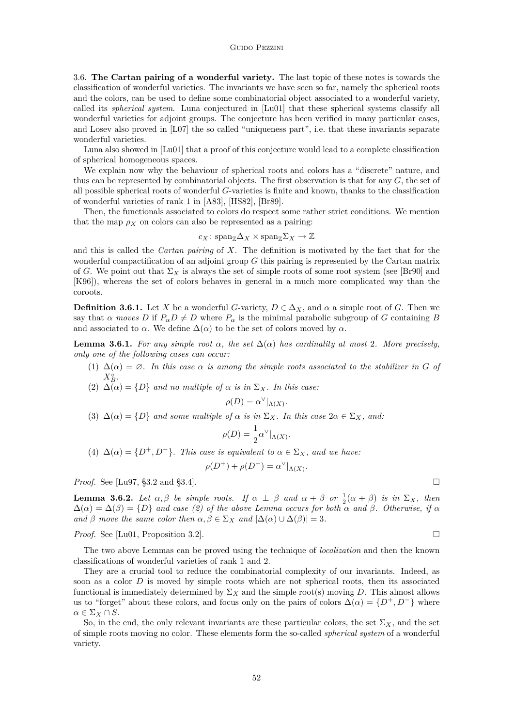### 3.6. The Cartan pairing of a wonderful variety.

The last topic of these notes is towards the classification of wonderful varieties. The invariants we have seen so far, namely the spherical roots and the colors, can be used to define some combinatorial object associated to a wonderful variety, called its *spherical system*. Luna conjectured in [Lu01] that these spherical systems classify all wonderful varieties for adjoint groups. The conjecture has been verified in many particular cases, and Losev also proved in [L07] the so called "uniqueness part", i.e. that these invariants separate wonderful varieties.

Luna also showed in [Lu01] that a proof of this conjecture would lead to a complete classification of spherical homogeneous spaces.

We explain now why the behaviour of spherical roots and colors has a "discrete" nature, and thus can be represented by combinatorial objects. The first observation is that for any $G$, the set of all possible spherical roots of wonderful $G$-varieties is finite and known, thanks to the classification of wonderful varieties of rank 1 in [A83], [HS82], [Br89].

Then, the functionals associated to colors do respect some rather strict conditions. We mention that the map $\rho_X$ on colors can also be represented as a pairing:

$$c_X\colon \mathrm{span}_{\mathbb{Z}}\Delta_X \times \mathrm{span}_{\mathbb{Z}}\Sigma_X \to \mathbb{Z}$$

and this is called the *Cartan pairing* of $X$. The definition is motivated by the fact that for the wonderful compactification of an adjoint group $G$ this pairing is represented by the Cartan matrix of $G$. We point out that $\Sigma_X$ is always the set of simple roots of some root system (see [Br90] and [K96]), whereas the set of colors behaves in general in a much more complicated way than the coroots.

**Definition 3.6.1.** Let $X$ be a wonderful $G$-variety, $D \in \Delta_X$, and $\alpha$ a simple root of $G$. Then we say that $\alpha$ *moves* $D$ if $P_\alpha D \neq D$ where $P_\alpha$ is the minimal parabolic subgroup of $G$ containing $B$ and associated to $\alpha$. We define $\Delta(\alpha)$ to be the set of colors moved by $\alpha$.

**Lemma 3.6.1.** *For any simple root $\alpha$, the set $\Delta(\alpha)$ has cardinality at most 2. More precisely, only one of the following cases can occur:*

1. *$\Delta(\alpha) = \varnothing$. In this case $\alpha$ is among the simple roots associated to the stabilizer in $G$ of $X^\circ_B$.*
2. *$\Delta(\alpha) = \{D\}$ and no multiple of $\alpha$ is in $\Sigma_X$. In this case:*
$$\rho(D) = \alpha^\vee|_{\Lambda(X)}.$$
3. *$\Delta(\alpha) = \{D\}$ and some multiple of $\alpha$ is in $\Sigma_X$. In this case $2\alpha \in \Sigma_X$, and:*
$$\rho(D) = \frac{1}{2}\alpha^\vee|_{\Lambda(X)}.$$
4. *$\Delta(\alpha) = \{D^+, D^-\}$. This case is equivalent to $\alpha \in \Sigma_X$, and we have:*
$$\rho(D^+) + \rho(D^-) = \alpha^\vee|_{\Lambda(X)}.$$

*Proof.* See [Lu97, §3.2 and §3.4]. □

**Lemma 3.6.2.** *Let $\alpha, \beta$ be simple roots. If $\alpha \perp \beta$ and $\alpha + \beta$ or $\frac{1}{2}(\alpha+\beta)$ is in $\Sigma_X$, then $\Delta(\alpha) = \Delta(\beta) = \{D\}$ and case (2) of the above Lemma occurs for both $\alpha$ and $\beta$. Otherwise, if $\alpha$ and $\beta$ move the same color then $\alpha, \beta \in \Sigma_X$ and $|\Delta(\alpha) \cup \Delta(\beta)| = 3$.*

*Proof.* See [Lu01, Proposition 3.2]. □

The two above Lemmas can be proved using the technique of *localization* and then the known classifications of wonderful varieties of rank 1 and 2.

They are a crucial tool to reduce the combinatorial complexity of our invariants. Indeed, as soon as a color $D$ is moved by simple roots which are not spherical roots, then its associated functional is immediately determined by $\Sigma_X$ and the simple root(s) moving $D$. This almost allows us to "forget" about these colors, and focus only on the pairs of colors $\Delta(\alpha) = \{D^+, D^-\}$ where $\alpha \in \Sigma_X \cap S$.

So, in the end, the only relevant invariants are these particular colors, the set $\Sigma_X$, and the set of simple roots moving no color. These elements form the so-called *spherical system* of a wonderful variety.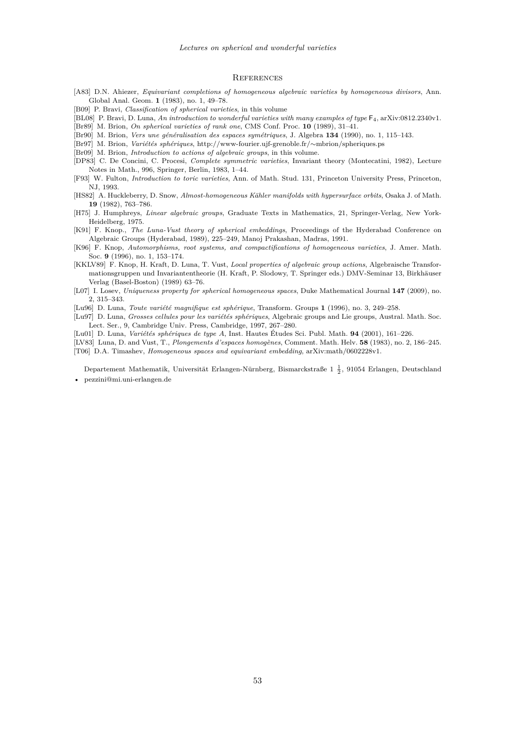## References

[A83] D.N. Ahiezer, *Equivariant completions of homogeneous algebraic varieties by homogeneous divisors*, Ann. Global Anal. Geom. **1** (1983), no. 1, 49–78.

[B09] P. Bravi, *Classification of spherical varieties*, in this volume

[BL08] P. Bravi, D. Luna, *An introduction to wonderful varieties with many examples of type* $\mathsf{F}_4$, arXiv:0812.2340v1.

[Br89] M. Brion, *On spherical varieties of rank one*, CMS Conf. Proc. **10** (1989), 31–41.

[Br90] M. Brion, *Vers une généralisation des espaces symétriques*, J. Algebra **134** (1990), no. 1, 115–143.

[Br97] M. Brion, *Variétés sphériques*, http://www-fourier.ujf-grenoble.fr/∼mbrion/spheriques.ps

[Br09] M. Brion, *Introduction to actions of algebraic groups*, in this volume.

[DP83] C. De Concini, C. Procesi, *Complete symmetric varieties*, Invariant theory (Montecatini, 1982), Lecture Notes in Math., 996, Springer, Berlin, 1983, 1–44.

[F93] W. Fulton, *Introduction to toric varieties*, Ann. of Math. Stud. 131, Princeton University Press, Princeton, NJ, 1993.

[HS82] A. Huckleberry, D. Snow, *Almost-homogeneous Kähler manifolds with hypersurface orbits*, Osaka J. of Math. **19** (1982), 763–786.

[H75] J. Humphreys, *Linear algebraic groups*, Graduate Texts in Mathematics, 21, Springer-Verlag, New York-Heidelberg, 1975.

[K91] F. Knop., *The Luna-Vust theory of spherical embeddings*, Proceedings of the Hyderabad Conference on Algebraic Groups (Hyderabad, 1989), 225–249, Manoj Prakashan, Madras, 1991.

[K96] F. Knop, *Automorphisms, root systems, and compactifications of homogeneous varieties*, J. Amer. Math. Soc. **9** (1996), no. 1, 153–174.

[KKLV89] F. Knop, H. Kraft, D. Luna, T. Vust, *Local properties of algebraic group actions*, Algebraische Transformationsgruppen und Invariantentheorie (H. Kraft, P. Slodowy, T. Springer eds.) DMV-Seminar 13, Birkhäuser Verlag (Basel-Boston) (1989) 63–76.

[L07] I. Losev, *Uniqueness property for spherical homogeneous spaces*, Duke Mathematical Journal **147** (2009), no. 2, 315–343.

[Lu96] D. Luna, *Toute variété magnifique est sphérique*, Transform. Groups **1** (1996), no. 3, 249–258.

[Lu97] D. Luna, *Grosses cellules pour les variétés sphériques*, Algebraic groups and Lie groups, Austral. Math. Soc. Lect. Ser., 9, Cambridge Univ. Press, Cambridge, 1997, 267–280.

[Lu01] D. Luna, *Variétés sphériques de type A*, Inst. Hautes Études Sci. Publ. Math. **94** (2001), 161–226.

[LV83] Luna, D. and Vust, T., *Plongements d'espaces homogènes*, Comment. Math. Helv. **58** (1983), no. 2, 186–245.

[T06] D.A. Timashev, *Homogeneous spaces and equivariant embedding*, arXiv:math/0602228v1.

Departement Mathematik, Universität Erlangen-Nürnberg, Bismarckstraße 1 $\frac{1}{2}$, 91054 Erlangen, Deutschland

- pezzini@mi.uni-erlangen.de